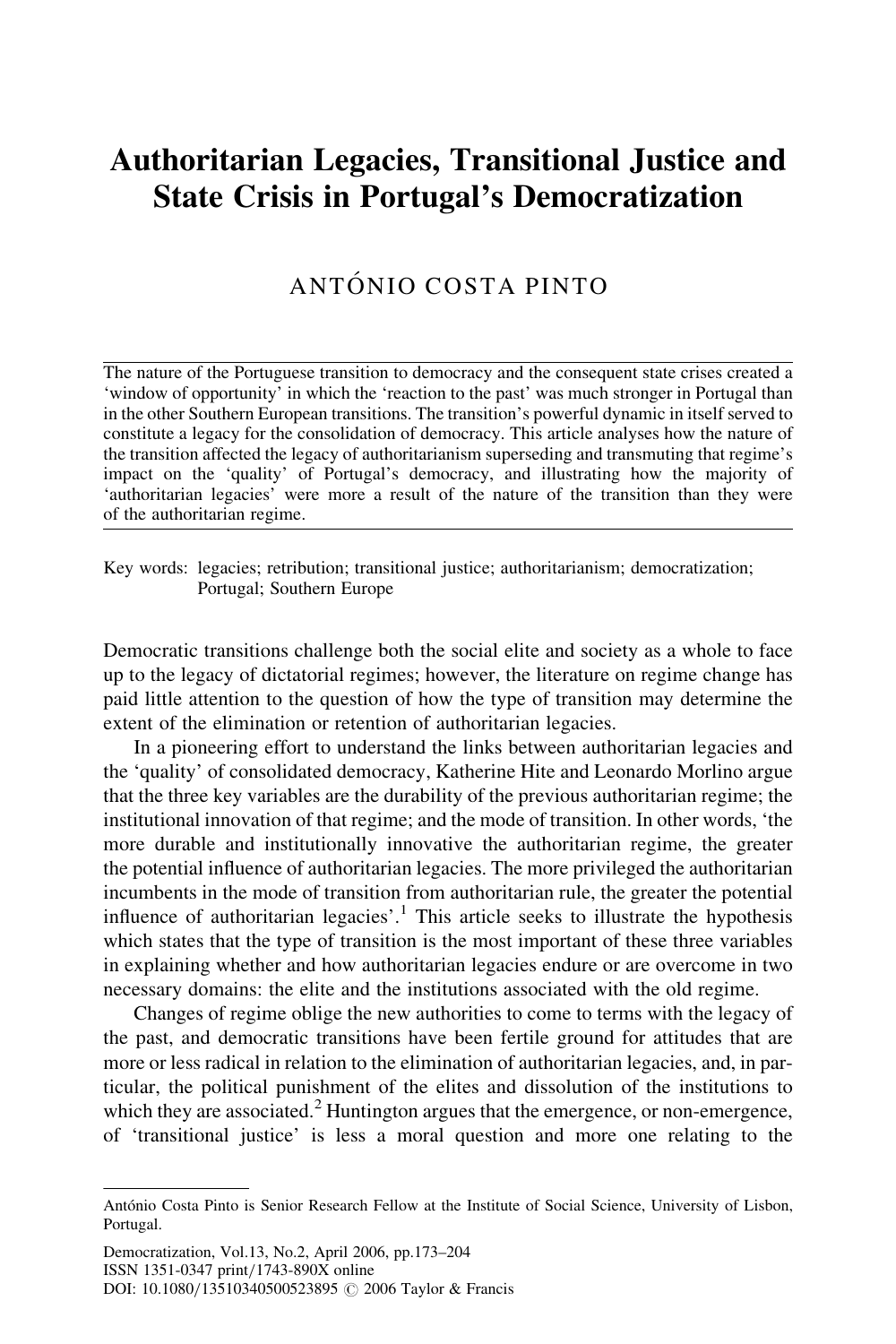# Authoritarian Legacies, Transitional Justice and State Crisis in Portugal's Democratization

ANTÓNIO COSTA PINTO

The nature of the Portuguese transition to democracy and the consequent state crises created a 'window of opportunity' in which the 'reaction to the past' was much stronger in Portugal than in the other Southern European transitions. The transition's powerful dynamic in itself served to constitute a legacy for the consolidation of democracy. This article analyses how the nature of the transition affected the legacy of authoritarianism superseding and transmuting that regime's impact on the 'quality' of Portugal's democracy, and illustrating how the majority of 'authoritarian legacies' were more a result of the nature of the transition than they were of the authoritarian regime.

Key words: legacies; retribution; transitional justice; authoritarianism; democratization; Portugal; Southern Europe

Democratic transitions challenge both the social elite and society as a whole to face up to the legacy of dictatorial regimes; however, the literature on regime change has paid little attention to the question of how the type of transition may determine the extent of the elimination or retention of authoritarian legacies.

In a pioneering effort to understand the links between authoritarian legacies and the 'quality' of consolidated democracy, Katherine Hite and Leonardo Morlino argue that the three key variables are the durability of the previous authoritarian regime; the institutional innovation of that regime; and the mode of transition. In other words, 'the more durable and institutionally innovative the authoritarian regime, the greater the potential influence of authoritarian legacies. The more privileged the authoritarian incumbents in the mode of transition from authoritarian rule, the greater the potential influence of authoritarian legacies'.[1] This article seeks to illustrate the hypothesis which states that the type of transition is the most important of these three variables in explaining whether and how authoritarian legacies endure or are overcome in two necessary domains: the elite and the institutions associated with the old regime.

Changes of regime oblige the new authorities to come to terms with the legacy of the past, and democratic transitions have been fertile ground for attitudes that are more or less radical in relation to the elimination of authoritarian legacies, and, in particular, the political punishment of the elites and dissolution of the institutions to which they are associated.[2] Huntington argues that the emergence, or non-emergence, of 'transitional justice' is less a moral question and more one relating to the

---

António Costa Pinto is Senior Research Fellow at the Institute of Social Science, University of Lisbon, Portugal.

Democratization, Vol.13, No.2, April 2006, pp.173–204
ISSN 1351-0347 print/1743-890X online
DOI: 10.1080/13510340500523895 © 2006 Taylor & Francis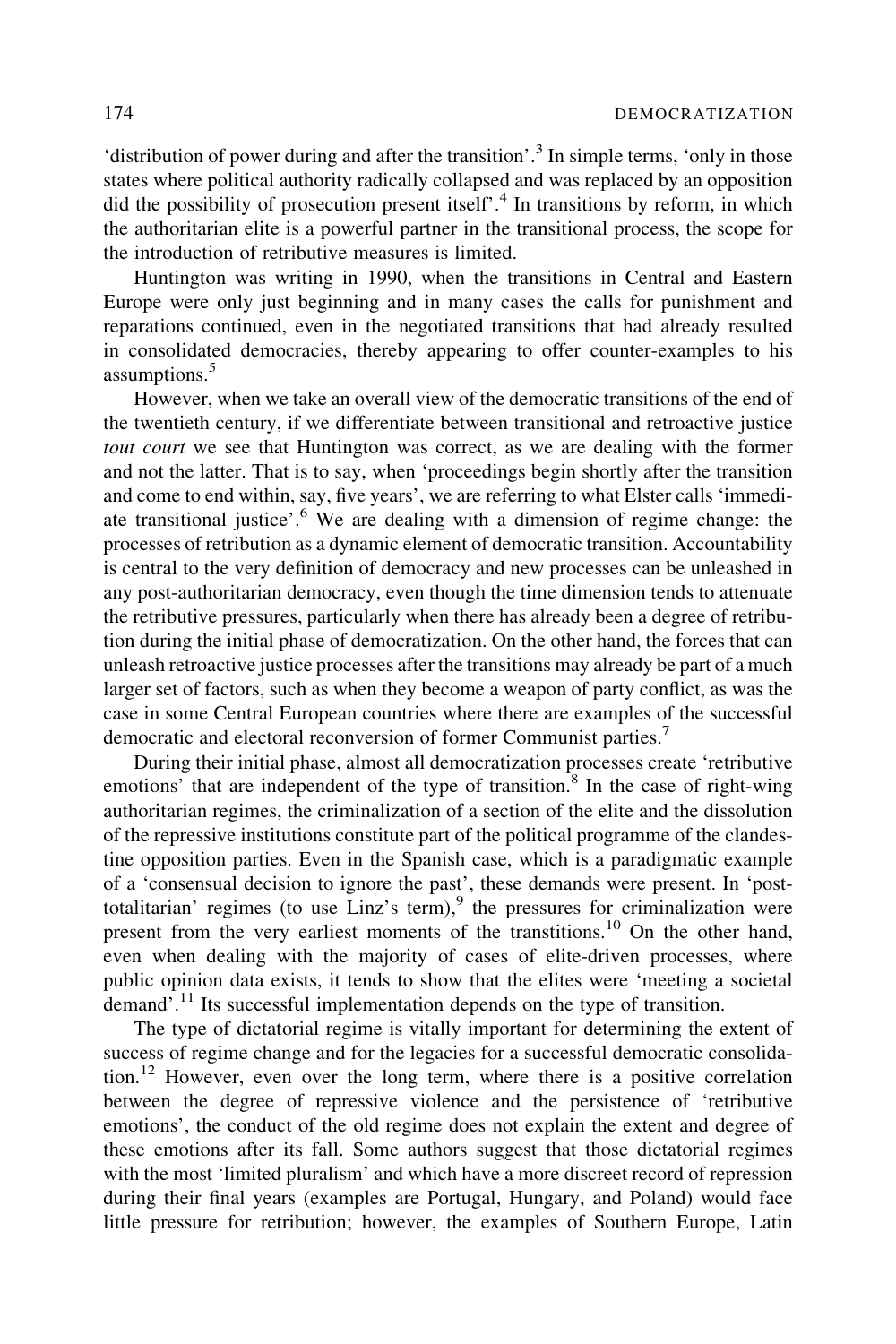'distribution of power during and after the transition'.[3] In simple terms, 'only in those states where political authority radically collapsed and was replaced by an opposition did the possibility of prosecution present itself'.[4] In transitions by reform, in which the authoritarian elite is a powerful partner in the transitional process, the scope for the introduction of retributive measures is limited.

Huntington was writing in 1990, when the transitions in Central and Eastern Europe were only just beginning and in many cases the calls for punishment and reparations continued, even in the negotiated transitions that had already resulted in consolidated democracies, thereby appearing to offer counter-examples to his assumptions.[5]

However, when we take an overall view of the democratic transitions of the end of the twentieth century, if we differentiate between transitional and retroactive justice *tout court* we see that Huntington was correct, as we are dealing with the former and not the latter. That is to say, when 'proceedings begin shortly after the transition and come to end within, say, five years', we are referring to what Elster calls 'immediate transitional justice'.[6] We are dealing with a dimension of regime change: the processes of retribution as a dynamic element of democratic transition. Accountability is central to the very definition of democracy and new processes can be unleashed in any post-authoritarian democracy, even though the time dimension tends to attenuate the retributive pressures, particularly when there has already been a degree of retribution during the initial phase of democratization. On the other hand, the forces that can unleash retroactive justice processes after the transitions may already be part of a much larger set of factors, such as when they become a weapon of party conflict, as was the case in some Central European countries where there are examples of the successful democratic and electoral reconversion of former Communist parties.[7]

During their initial phase, almost all democratization processes create 'retributive emotions' that are independent of the type of transition.[8] In the case of right-wing authoritarian regimes, the criminalization of a section of the elite and the dissolution of the repressive institutions constitute part of the political programme of the clandestine opposition parties. Even in the Spanish case, which is a paradigmatic example of a 'consensual decision to ignore the past', these demands were present. In 'post-totalitarian' regimes (to use Linz's term),[9] the pressures for criminalization were present from the very earliest moments of the transtitions.[10] On the other hand, even when dealing with the majority of cases of elite-driven processes, where public opinion data exists, it tends to show that the elites were 'meeting a societal demand'.[11] Its successful implementation depends on the type of transition.

The type of dictatorial regime is vitally important for determining the extent of success of regime change and for the legacies for a successful democratic consolidation.[12] However, even over the long term, where there is a positive correlation between the degree of repressive violence and the persistence of 'retributive emotions', the conduct of the old regime does not explain the extent and degree of these emotions after its fall. Some authors suggest that those dictatorial regimes with the most 'limited pluralism' and which have a more discreet record of repression during their final years (examples are Portugal, Hungary, and Poland) would face little pressure for retribution; however, the examples of Southern Europe, Latin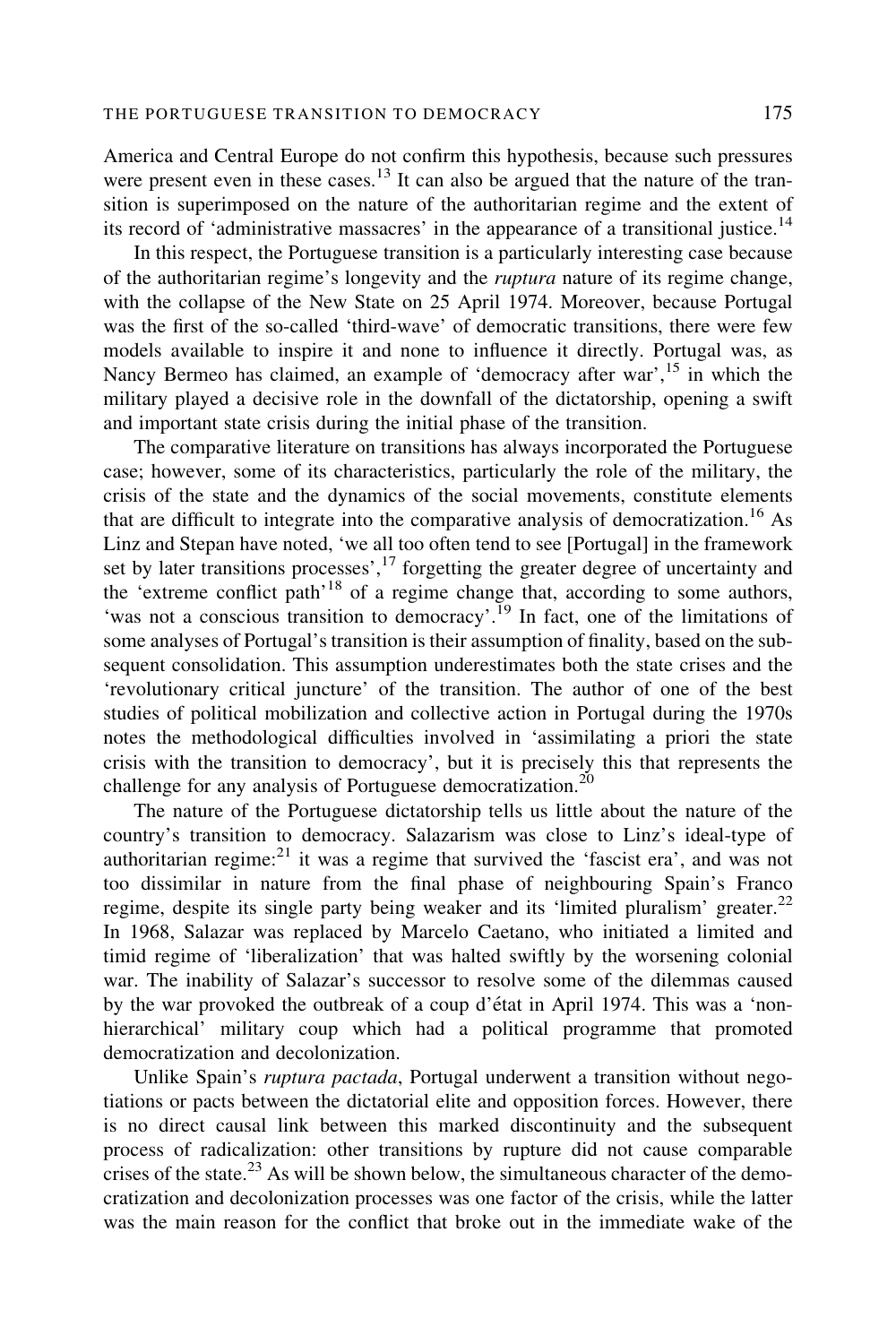America and Central Europe do not confirm this hypothesis, because such pressures were present even in these cases.[13] It can also be argued that the nature of the transition is superimposed on the nature of the authoritarian regime and the extent of its record of 'administrative massacres' in the appearance of a transitional justice.[14]

In this respect, the Portuguese transition is a particularly interesting case because of the authoritarian regime's longevity and the *ruptura* nature of its regime change, with the collapse of the New State on 25 April 1974. Moreover, because Portugal was the first of the so-called 'third-wave' of democratic transitions, there were few models available to inspire it and none to influence it directly. Portugal was, as Nancy Bermeo has claimed, an example of 'democracy after war',[15] in which the military played a decisive role in the downfall of the dictatorship, opening a swift and important state crisis during the initial phase of the transition.

The comparative literature on transitions has always incorporated the Portuguese case; however, some of its characteristics, particularly the role of the military, the crisis of the state and the dynamics of the social movements, constitute elements that are difficult to integrate into the comparative analysis of democratization.[16] As Linz and Stepan have noted, 'we all too often tend to see [Portugal] in the framework set by later transitions processes',[17] forgetting the greater degree of uncertainty and the 'extreme conflict path'[18] of a regime change that, according to some authors, 'was not a conscious transition to democracy'.[19] In fact, one of the limitations of some analyses of Portugal's transition is their assumption of finality, based on the subsequent consolidation. This assumption underestimates both the state crises and the 'revolutionary critical juncture' of the transition. The author of one of the best studies of political mobilization and collective action in Portugal during the 1970s notes the methodological difficulties involved in 'assimilating a priori the state crisis with the transition to democracy', but it is precisely this that represents the challenge for any analysis of Portuguese democratization.[20]

The nature of the Portuguese dictatorship tells us little about the nature of the country's transition to democracy. Salazarism was close to Linz's ideal-type of authoritarian regime:[21] it was a regime that survived the 'fascist era', and was not too dissimilar in nature from the final phase of neighbouring Spain's Franco regime, despite its single party being weaker and its 'limited pluralism' greater.[22] In 1968, Salazar was replaced by Marcelo Caetano, who initiated a limited and timid regime of 'liberalization' that was halted swiftly by the worsening colonial war. The inability of Salazar's successor to resolve some of the dilemmas caused by the war provoked the outbreak of a coup d'état in April 1974. This was a 'non-hierarchical' military coup which had a political programme that promoted democratization and decolonization.

Unlike Spain's *ruptura pactada*, Portugal underwent a transition without negotiations or pacts between the dictatorial elite and opposition forces. However, there is no direct causal link between this marked discontinuity and the subsequent process of radicalization: other transitions by rupture did not cause comparable crises of the state.[23] As will be shown below, the simultaneous character of the democratization and decolonization processes was one factor of the crisis, while the latter was the main reason for the conflict that broke out in the immediate wake of the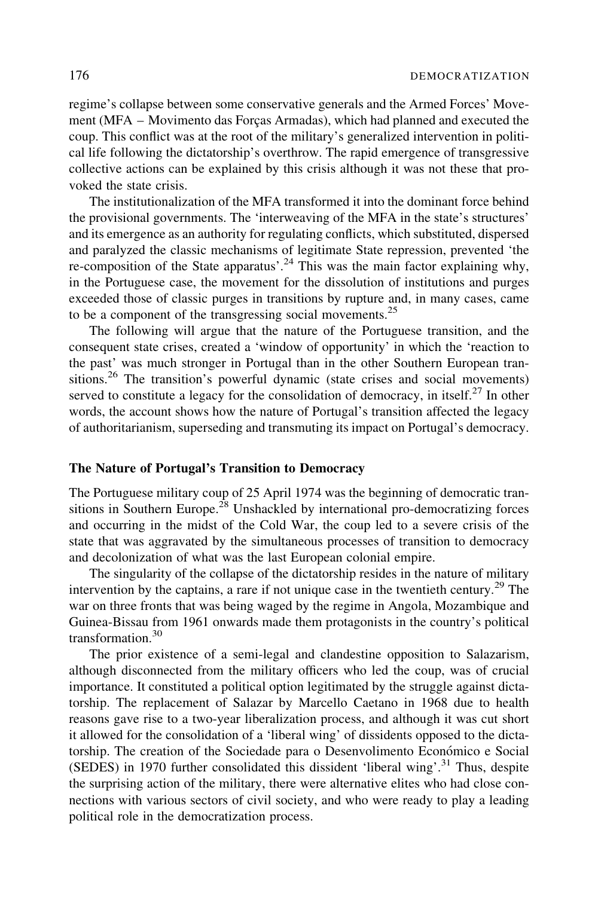regime's collapse between some conservative generals and the Armed Forces' Movement (MFA – Movimento das Forças Armadas), which had planned and executed the coup. This conflict was at the root of the military's generalized intervention in political life following the dictatorship's overthrow. The rapid emergence of transgressive collective actions can be explained by this crisis although it was not these that provoked the state crisis.

The institutionalization of the MFA transformed it into the dominant force behind the provisional governments. The 'interweaving of the MFA in the state's structures' and its emergence as an authority for regulating conflicts, which substituted, dispersed and paralyzed the classic mechanisms of legitimate State repression, prevented 'the re-composition of the State apparatus'.[24] This was the main factor explaining why, in the Portuguese case, the movement for the dissolution of institutions and purges exceeded those of classic purges in transitions by rupture and, in many cases, came to be a component of the transgressing social movements.[25]

The following will argue that the nature of the Portuguese transition, and the consequent state crises, created a 'window of opportunity' in which the 'reaction to the past' was much stronger in Portugal than in the other Southern European transitions.[26] The transition's powerful dynamic (state crises and social movements) served to constitute a legacy for the consolidation of democracy, in itself.[27] In other words, the account shows how the nature of Portugal's transition affected the legacy of authoritarianism, superseding and transmuting its impact on Portugal's democracy.

## The Nature of Portugal's Transition to Democracy

The Portuguese military coup of 25 April 1974 was the beginning of democratic transitions in Southern Europe.[28] Unshackled by international pro-democratizing forces and occurring in the midst of the Cold War, the coup led to a severe crisis of the state that was aggravated by the simultaneous processes of transition to democracy and decolonization of what was the last European colonial empire.

The singularity of the collapse of the dictatorship resides in the nature of military intervention by the captains, a rare if not unique case in the twentieth century.[29] The war on three fronts that was being waged by the regime in Angola, Mozambique and Guinea-Bissau from 1961 onwards made them protagonists in the country's political transformation.[30]

The prior existence of a semi-legal and clandestine opposition to Salazarism, although disconnected from the military officers who led the coup, was of crucial importance. It constituted a political option legitimated by the struggle against dictatorship. The replacement of Salazar by Marcello Caetano in 1968 due to health reasons gave rise to a two-year liberalization process, and although it was cut short it allowed for the consolidation of a 'liberal wing' of dissidents opposed to the dictatorship. The creation of the Sociedade para o Desenvolimento Económico e Social (SEDES) in 1970 further consolidated this dissident 'liberal wing'.[31] Thus, despite the surprising action of the military, there were alternative elites who had close connections with various sectors of civil society, and who were ready to play a leading political role in the democratization process.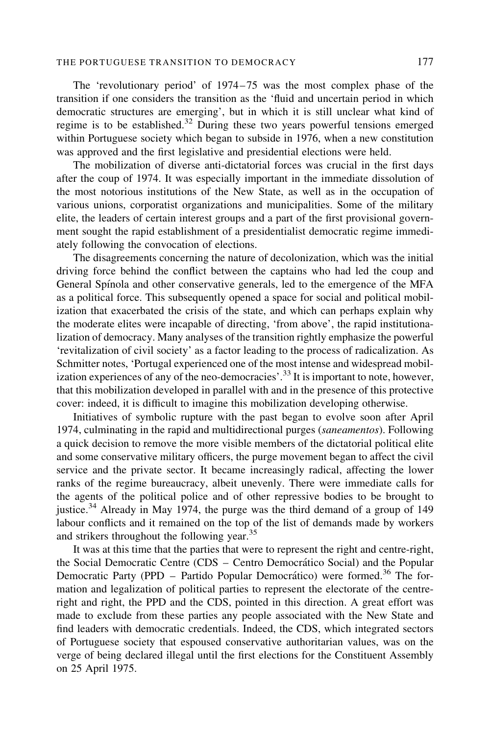The 'revolutionary period' of 1974–75 was the most complex phase of the transition if one considers the transition as the 'fluid and uncertain period in which democratic structures are emerging', but in which it is still unclear what kind of regime is to be established.[32] During these two years powerful tensions emerged within Portuguese society which began to subside in 1976, when a new constitution was approved and the first legislative and presidential elections were held.

The mobilization of diverse anti-dictatorial forces was crucial in the first days after the coup of 1974. It was especially important in the immediate dissolution of the most notorious institutions of the New State, as well as in the occupation of various unions, corporatist organizations and municipalities. Some of the military elite, the leaders of certain interest groups and a part of the first provisional government sought the rapid establishment of a presidentialist democratic regime immediately following the convocation of elections.

The disagreements concerning the nature of decolonization, which was the initial driving force behind the conflict between the captains who had led the coup and General Spínola and other conservative generals, led to the emergence of the MFA as a political force. This subsequently opened a space for social and political mobilization that exacerbated the crisis of the state, and which can perhaps explain why the moderate elites were incapable of directing, 'from above', the rapid institutionalization of democracy. Many analyses of the transition rightly emphasize the powerful 'revitalization of civil society' as a factor leading to the process of radicalization. As Schmitter notes, 'Portugal experienced one of the most intense and widespread mobilization experiences of any of the neo-democracies'.[33] It is important to note, however, that this mobilization developed in parallel with and in the presence of this protective cover: indeed, it is difficult to imagine this mobilization developing otherwise.

Initiatives of symbolic rupture with the past began to evolve soon after April 1974, culminating in the rapid and multidirectional purges (*saneamentos*). Following a quick decision to remove the more visible members of the dictatorial political elite and some conservative military officers, the purge movement began to affect the civil service and the private sector. It became increasingly radical, affecting the lower ranks of the regime bureaucracy, albeit unevenly. There were immediate calls for the agents of the political police and of other repressive bodies to be brought to justice.[34] Already in May 1974, the purge was the third demand of a group of 149 labour conflicts and it remained on the top of the list of demands made by workers and strikers throughout the following year.[35]

It was at this time that the parties that were to represent the right and centre-right, the Social Democratic Centre (CDS – Centro Democrático Social) and the Popular Democratic Party (PPD – Partido Popular Democrático) were formed.[36] The formation and legalization of political parties to represent the electorate of the centre-right and right, the PPD and the CDS, pointed in this direction. A great effort was made to exclude from these parties any people associated with the New State and find leaders with democratic credentials. Indeed, the CDS, which integrated sectors of Portuguese society that espoused conservative authoritarian values, was on the verge of being declared illegal until the first elections for the Constituent Assembly on 25 April 1975.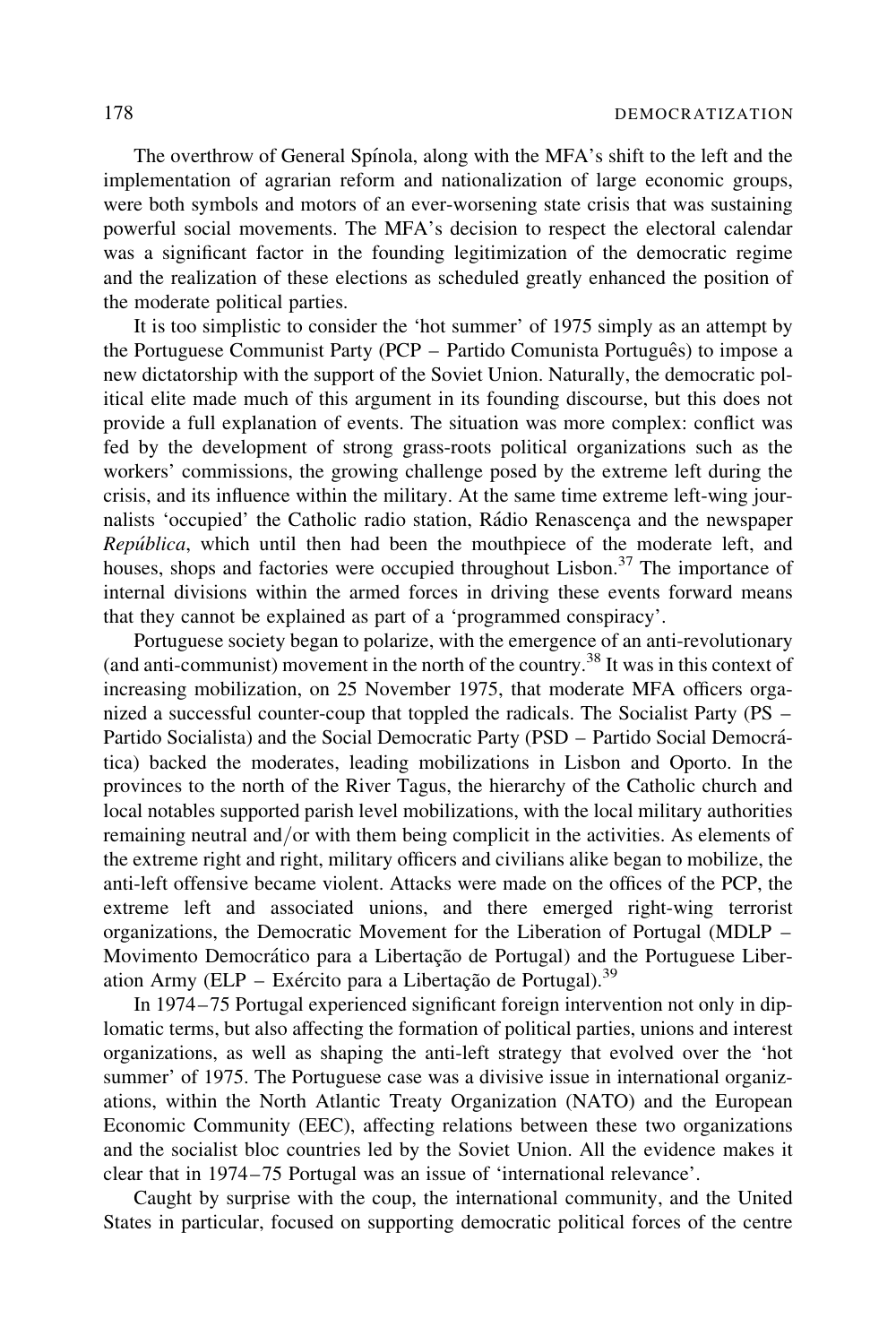The overthrow of General Spínola, along with the MFA's shift to the left and the implementation of agrarian reform and nationalization of large economic groups, were both symbols and motors of an ever-worsening state crisis that was sustaining powerful social movements. The MFA's decision to respect the electoral calendar was a significant factor in the founding legitimization of the democratic regime and the realization of these elections as scheduled greatly enhanced the position of the moderate political parties.

It is too simplistic to consider the 'hot summer' of 1975 simply as an attempt by the Portuguese Communist Party (PCP – Partido Comunista Português) to impose a new dictatorship with the support of the Soviet Union. Naturally, the democratic political elite made much of this argument in its founding discourse, but this does not provide a full explanation of events. The situation was more complex: conflict was fed by the development of strong grass-roots political organizations such as the workers' commissions, the growing challenge posed by the extreme left during the crisis, and its influence within the military. At the same time extreme left-wing journalists 'occupied' the Catholic radio station, Rádio Renascença and the newspaper *República*, which until then had been the mouthpiece of the moderate left, and houses, shops and factories were occupied throughout Lisbon.[37] The importance of internal divisions within the armed forces in driving these events forward means that they cannot be explained as part of a 'programmed conspiracy'.

Portuguese society began to polarize, with the emergence of an anti-revolutionary (and anti-communist) movement in the north of the country.[38] It was in this context of increasing mobilization, on 25 November 1975, that moderate MFA officers organized a successful counter-coup that toppled the radicals. The Socialist Party (PS – Partido Socialista) and the Social Democratic Party (PSD – Partido Social Democrática) backed the moderates, leading mobilizations in Lisbon and Oporto. In the provinces to the north of the River Tagus, the hierarchy of the Catholic church and local notables supported parish level mobilizations, with the local military authorities remaining neutral and/or with them being complicit in the activities. As elements of the extreme right and right, military officers and civilians alike began to mobilize, the anti-left offensive became violent. Attacks were made on the offices of the PCP, the extreme left and associated unions, and there emerged right-wing terrorist organizations, the Democratic Movement for the Liberation of Portugal (MDLP – Movimento Democrático para a Libertação de Portugal) and the Portuguese Liberation Army (ELP – Exército para a Libertação de Portugal).[39]

In 1974–75 Portugal experienced significant foreign intervention not only in diplomatic terms, but also affecting the formation of political parties, unions and interest organizations, as well as shaping the anti-left strategy that evolved over the 'hot summer' of 1975. The Portuguese case was a divisive issue in international organizations, within the North Atlantic Treaty Organization (NATO) and the European Economic Community (EEC), affecting relations between these two organizations and the socialist bloc countries led by the Soviet Union. All the evidence makes it clear that in 1974–75 Portugal was an issue of 'international relevance'.

Caught by surprise with the coup, the international community, and the United States in particular, focused on supporting democratic political forces of the centre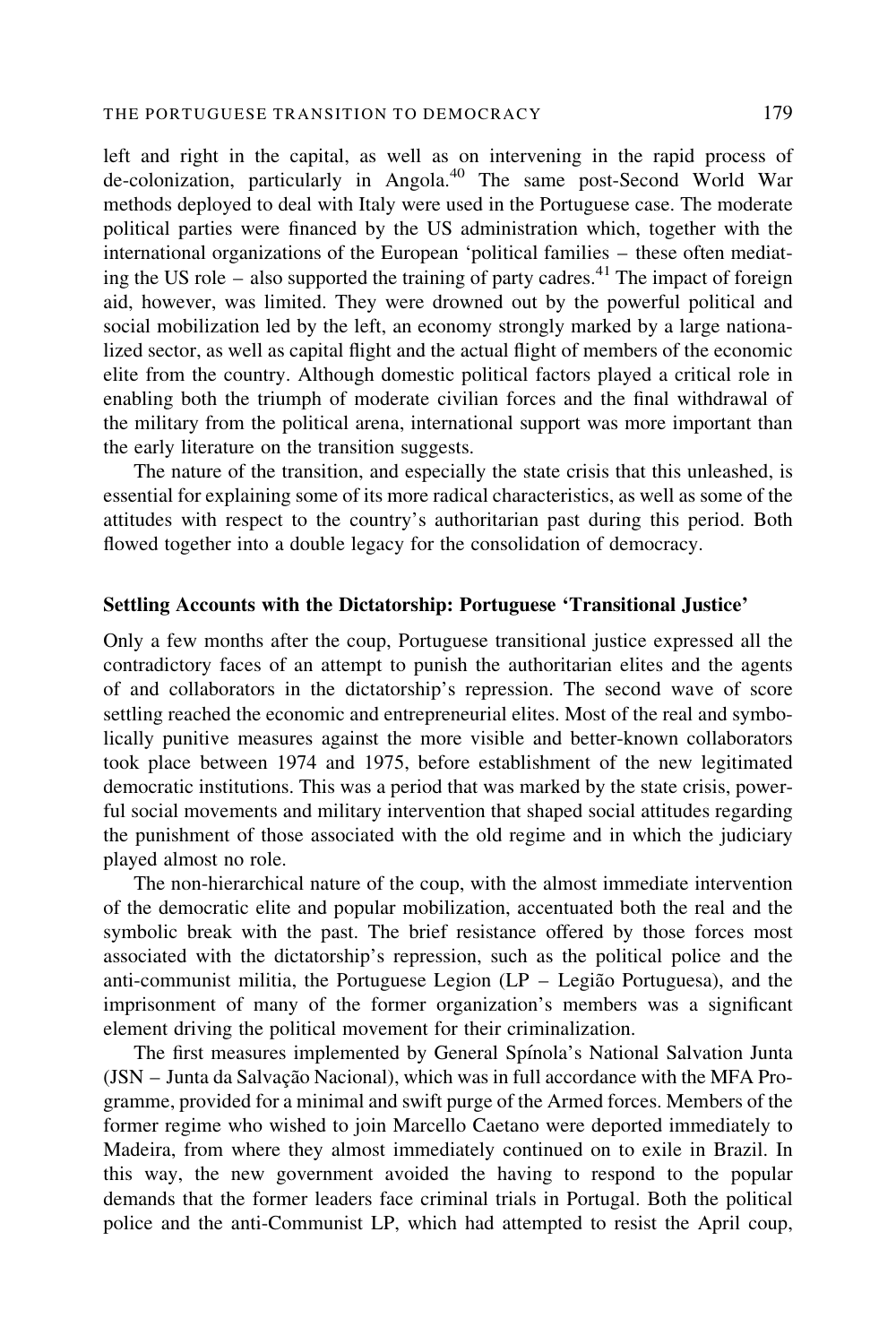left and right in the capital, as well as on intervening in the rapid process of de-colonization, particularly in Angola.[40] The same post-Second World War methods deployed to deal with Italy were used in the Portuguese case. The moderate political parties were financed by the US administration which, together with the international organizations of the European 'political families – these often mediating the US role – also supported the training of party cadres.[41] The impact of foreign aid, however, was limited. They were drowned out by the powerful political and social mobilization led by the left, an economy strongly marked by a large nationalized sector, as well as capital flight and the actual flight of members of the economic elite from the country. Although domestic political factors played a critical role in enabling both the triumph of moderate civilian forces and the final withdrawal of the military from the political arena, international support was more important than the early literature on the transition suggests.

The nature of the transition, and especially the state crisis that this unleashed, is essential for explaining some of its more radical characteristics, as well as some of the attitudes with respect to the country's authoritarian past during this period. Both flowed together into a double legacy for the consolidation of democracy.

### Settling Accounts with the Dictatorship: Portuguese 'Transitional Justice'

Only a few months after the coup, Portuguese transitional justice expressed all the contradictory faces of an attempt to punish the authoritarian elites and the agents of and collaborators in the dictatorship's repression. The second wave of score settling reached the economic and entrepreneurial elites. Most of the real and symbolically punitive measures against the more visible and better-known collaborators took place between 1974 and 1975, before establishment of the new legitimated democratic institutions. This was a period that was marked by the state crisis, powerful social movements and military intervention that shaped social attitudes regarding the punishment of those associated with the old regime and in which the judiciary played almost no role.

The non-hierarchical nature of the coup, with the almost immediate intervention of the democratic elite and popular mobilization, accentuated both the real and the symbolic break with the past. The brief resistance offered by those forces most associated with the dictatorship's repression, such as the political police and the anti-communist militia, the Portuguese Legion (LP – Legião Portuguesa), and the imprisonment of many of the former organization's members was a significant element driving the political movement for their criminalization.

The first measures implemented by General Spínola's National Salvation Junta (JSN – Junta da Salvação Nacional), which was in full accordance with the MFA Programme, provided for a minimal and swift purge of the Armed forces. Members of the former regime who wished to join Marcello Caetano were deported immediately to Madeira, from where they almost immediately continued on to exile in Brazil. In this way, the new government avoided the having to respond to the popular demands that the former leaders face criminal trials in Portugal. Both the political police and the anti-Communist LP, which had attempted to resist the April coup,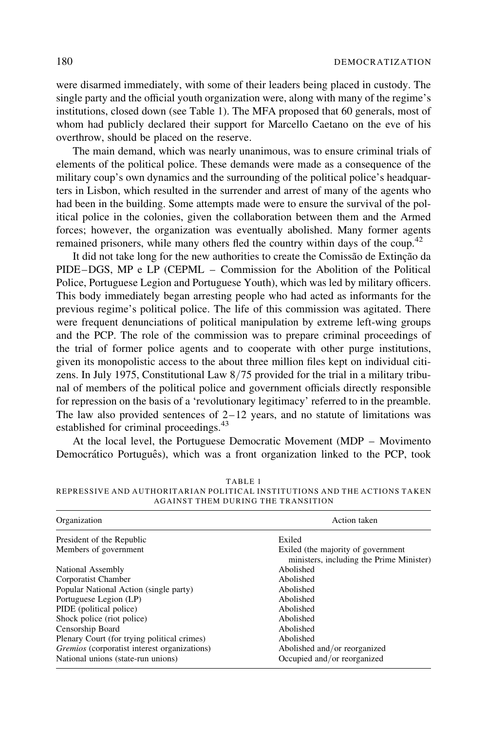were disarmed immediately, with some of their leaders being placed in custody. The single party and the official youth organization were, along with many of the regime's institutions, closed down (see Table 1). The MFA proposed that 60 generals, most of whom had publicly declared their support for Marcello Caetano on the eve of his overthrow, should be placed on the reserve.

The main demand, which was nearly unanimous, was to ensure criminal trials of elements of the political police. These demands were made as a consequence of the military coup's own dynamics and the surrounding of the political police's headquarters in Lisbon, which resulted in the surrender and arrest of many of the agents who had been in the building. Some attempts made were to ensure the survival of the political police in the colonies, given the collaboration between them and the Armed forces; however, the organization was eventually abolished. Many former agents remained prisoners, while many others fled the country within days of the coup.[42]

It did not take long for the new authorities to create the Comissão de Extinção da PIDE–DGS, MP e LP (CEPML – Commission for the Abolition of the Political Police, Portuguese Legion and Portuguese Youth), which was led by military officers. This body immediately began arresting people who had acted as informants for the previous regime's political police. The life of this commission was agitated. There were frequent denunciations of political manipulation by extreme left-wing groups and the PCP. The role of the commission was to prepare criminal proceedings of the trial of former police agents and to cooperate with other purge institutions, given its monopolistic access to the about three million files kept on individual citizens. In July 1975, Constitutional Law 8/75 provided for the trial in a military tribunal of members of the political police and government officials directly responsible for repression on the basis of a 'revolutionary legitimacy' referred to in the preamble. The law also provided sentences of 2–12 years, and no statute of limitations was established for criminal proceedings.[43]

At the local level, the Portuguese Democratic Movement (MDP – Movimento Democrático Português), which was a front organization linked to the PCP, took

TABLE 1
REPRESSIVE AND AUTHORITARIAN POLITICAL INSTITUTIONS AND THE ACTIONS TAKEN AGAINST THEM DURING THE TRANSITION

| Organization | Action taken |
|---|---|
| President of the Republic | Exiled |
| Members of government | Exiled (the majority of government ministers, including the Prime Minister) |
| National Assembly | Abolished |
| Corporatist Chamber | Abolished |
| Popular National Action (single party) | Abolished |
| Portuguese Legion (LP) | Abolished |
| PIDE (political police) | Abolished |
| Shock police (riot police) | Abolished |
| Censorship Board | Abolished |
| Plenary Court (for trying political crimes) | Abolished |
| *Gremios* (corporatist interest organizations) | Abolished and/or reorganized |
| National unions (state-run unions) | Occupied and/or reorganized |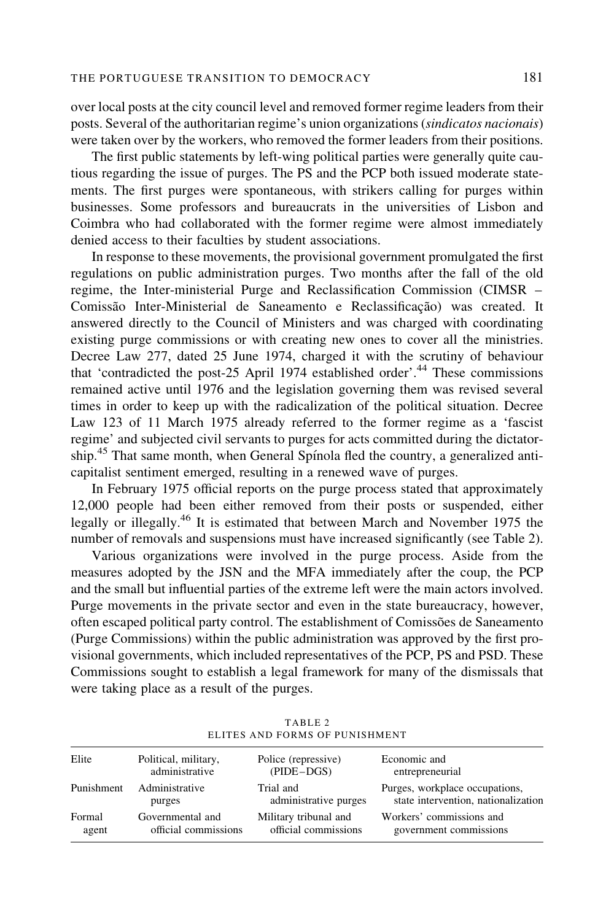over local posts at the city council level and removed former regime leaders from their posts. Several of the authoritarian regime's union organizations (*sindicatos nacionais*) were taken over by the workers, who removed the former leaders from their positions.

The first public statements by left-wing political parties were generally quite cautious regarding the issue of purges. The PS and the PCP both issued moderate statements. The first purges were spontaneous, with strikers calling for purges within businesses. Some professors and bureaucrats in the universities of Lisbon and Coimbra who had collaborated with the former regime were almost immediately denied access to their faculties by student associations.

In response to these movements, the provisional government promulgated the first regulations on public administration purges. Two months after the fall of the old regime, the Inter-ministerial Purge and Reclassification Commission (CIMSR – Comissão Inter-Ministerial de Saneamento e Reclassificação) was created. It answered directly to the Council of Ministers and was charged with coordinating existing purge commissions or with creating new ones to cover all the ministries. Decree Law 277, dated 25 June 1974, charged it with the scrutiny of behaviour that 'contradicted the post-25 April 1974 established order'.[44] These commissions remained active until 1976 and the legislation governing them was revised several times in order to keep up with the radicalization of the political situation. Decree Law 123 of 11 March 1975 already referred to the former regime as a 'fascist regime' and subjected civil servants to purges for acts committed during the dictatorship.[45] That same month, when General Spínola fled the country, a generalized anti-capitalist sentiment emerged, resulting in a renewed wave of purges.

In February 1975 official reports on the purge process stated that approximately 12,000 people had been either removed from their posts or suspended, either legally or illegally.[46] It is estimated that between March and November 1975 the number of removals and suspensions must have increased significantly (see Table 2).

Various organizations were involved in the purge process. Aside from the measures adopted by the JSN and the MFA immediately after the coup, the PCP and the small but influential parties of the extreme left were the main actors involved. Purge movements in the private sector and even in the state bureaucracy, however, often escaped political party control. The establishment of Comissões de Saneamento (Purge Commissions) within the public administration was approved by the first provisional governments, which included representatives of the PCP, PS and PSD. These Commissions sought to establish a legal framework for many of the dismissals that were taking place as a result of the purges.

TABLE 2
ELITES AND FORMS OF PUNISHMENT

| Elite | Political, military, administrative | Police (repressive) (PIDE–DGS) | Economic and entrepreneurial |
|---|---|---|---|
| Punishment | Administrative purges | Trial and administrative purges | Purges, workplace occupations, state intervention, nationalization |
| Formal agent | Governmental and official commissions | Military tribunal and official commissions | Workers' commissions and government commissions |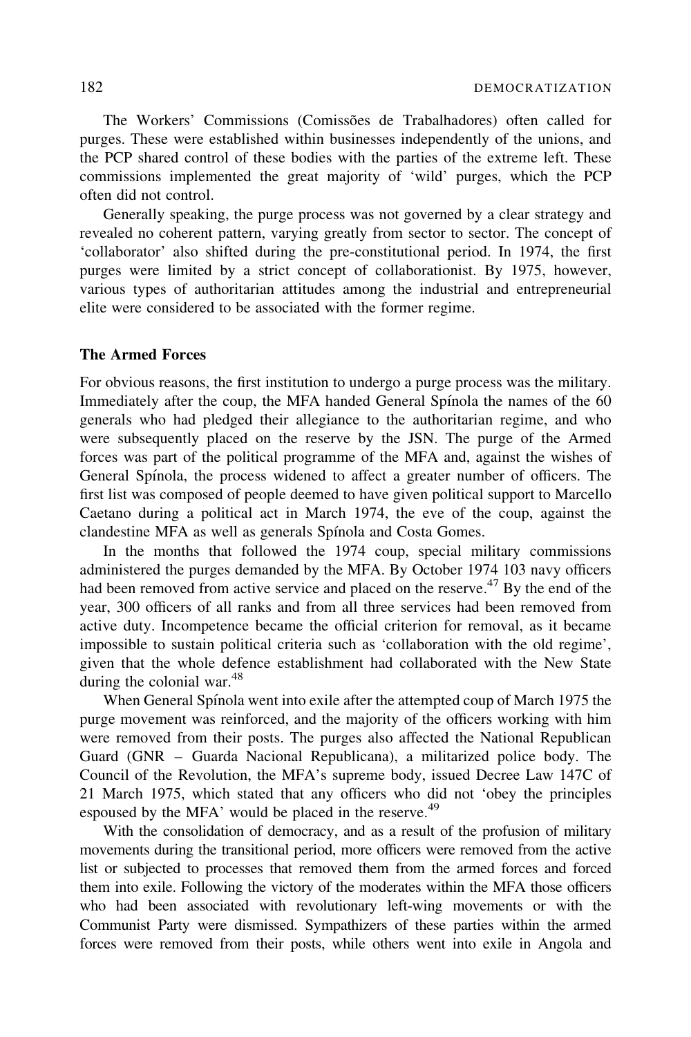The Workers' Commissions (Comissões de Trabalhadores) often called for purges. These were established within businesses independently of the unions, and the PCP shared control of these bodies with the parties of the extreme left. These commissions implemented the great majority of 'wild' purges, which the PCP often did not control.

Generally speaking, the purge process was not governed by a clear strategy and revealed no coherent pattern, varying greatly from sector to sector. The concept of 'collaborator' also shifted during the pre-constitutional period. In 1974, the first purges were limited by a strict concept of collaborationist. By 1975, however, various types of authoritarian attitudes among the industrial and entrepreneurial elite were considered to be associated with the former regime.

### The Armed Forces

For obvious reasons, the first institution to undergo a purge process was the military. Immediately after the coup, the MFA handed General Spínola the names of the 60 generals who had pledged their allegiance to the authoritarian regime, and who were subsequently placed on the reserve by the JSN. The purge of the Armed forces was part of the political programme of the MFA and, against the wishes of General Spínola, the process widened to affect a greater number of officers. The first list was composed of people deemed to have given political support to Marcello Caetano during a political act in March 1974, the eve of the coup, against the clandestine MFA as well as generals Spínola and Costa Gomes.

In the months that followed the 1974 coup, special military commissions administered the purges demanded by the MFA. By October 1974 103 navy officers had been removed from active service and placed on the reserve.[47] By the end of the year, 300 officers of all ranks and from all three services had been removed from active duty. Incompetence became the official criterion for removal, as it became impossible to sustain political criteria such as 'collaboration with the old regime', given that the whole defence establishment had collaborated with the New State during the colonial war.[48]

When General Spínola went into exile after the attempted coup of March 1975 the purge movement was reinforced, and the majority of the officers working with him were removed from their posts. The purges also affected the National Republican Guard (GNR – Guarda Nacional Republicana), a militarized police body. The Council of the Revolution, the MFA's supreme body, issued Decree Law 147C of 21 March 1975, which stated that any officers who did not 'obey the principles espoused by the MFA' would be placed in the reserve.[49]

With the consolidation of democracy, and as a result of the profusion of military movements during the transitional period, more officers were removed from the active list or subjected to processes that removed them from the armed forces and forced them into exile. Following the victory of the moderates within the MFA those officers who had been associated with revolutionary left-wing movements or with the Communist Party were dismissed. Sympathizers of these parties within the armed forces were removed from their posts, while others went into exile in Angola and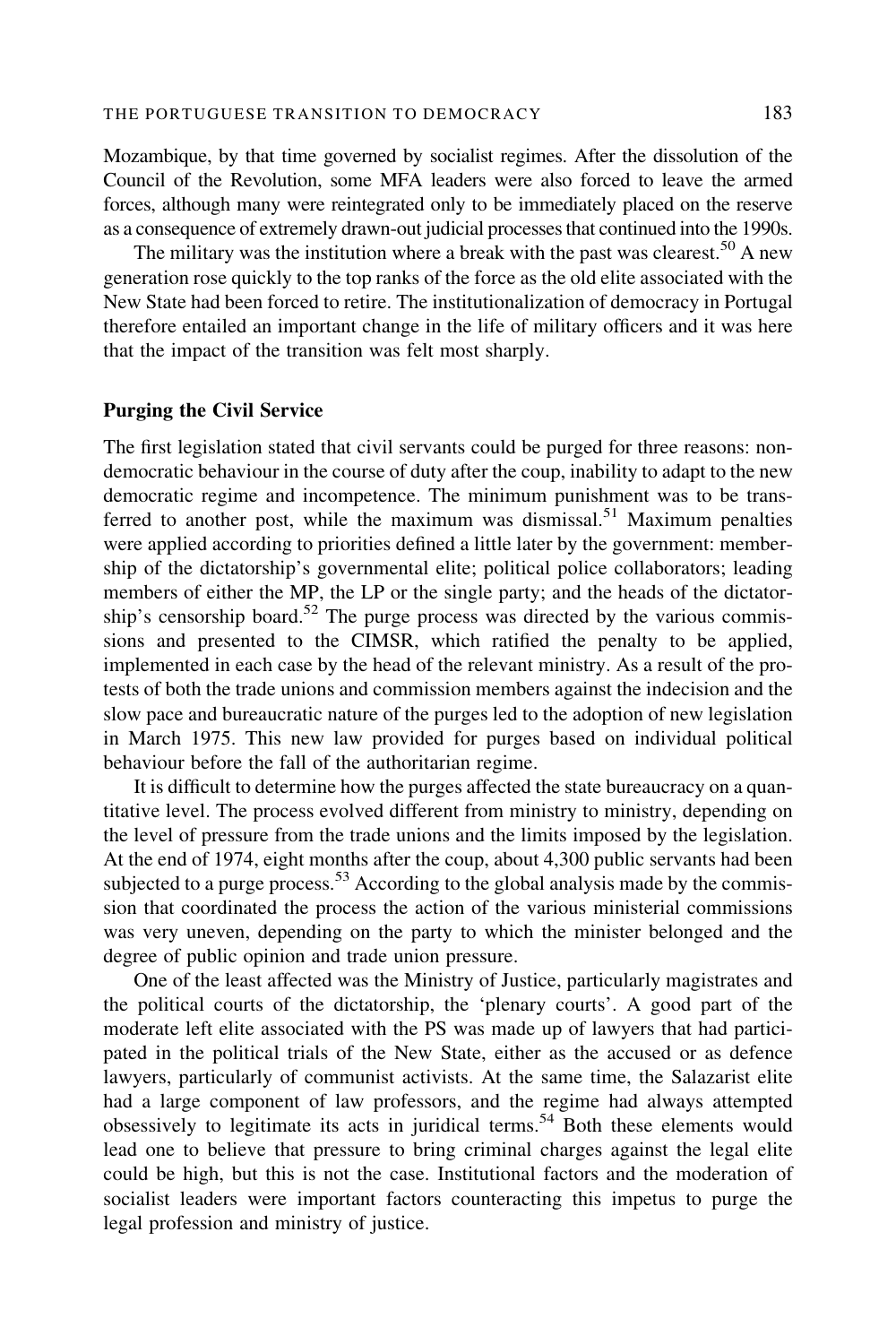Mozambique, by that time governed by socialist regimes. After the dissolution of the Council of the Revolution, some MFA leaders were also forced to leave the armed forces, although many were reintegrated only to be immediately placed on the reserve as a consequence of extremely drawn-out judicial processes that continued into the 1990s.

The military was the institution where a break with the past was clearest.[50] A new generation rose quickly to the top ranks of the force as the old elite associated with the New State had been forced to retire. The institutionalization of democracy in Portugal therefore entailed an important change in the life of military officers and it was here that the impact of the transition was felt most sharply.

## Purging the Civil Service

The first legislation stated that civil servants could be purged for three reasons: non-democratic behaviour in the course of duty after the coup, inability to adapt to the new democratic regime and incompetence. The minimum punishment was to be transferred to another post, while the maximum was dismissal.[51] Maximum penalties were applied according to priorities defined a little later by the government: membership of the dictatorship's governmental elite; political police collaborators; leading members of either the MP, the LP or the single party; and the heads of the dictatorship's censorship board.[52] The purge process was directed by the various commissions and presented to the CIMSR, which ratified the penalty to be applied, implemented in each case by the head of the relevant ministry. As a result of the protests of both the trade unions and commission members against the indecision and the slow pace and bureaucratic nature of the purges led to the adoption of new legislation in March 1975. This new law provided for purges based on individual political behaviour before the fall of the authoritarian regime.

It is difficult to determine how the purges affected the state bureaucracy on a quantitative level. The process evolved different from ministry to ministry, depending on the level of pressure from the trade unions and the limits imposed by the legislation. At the end of 1974, eight months after the coup, about 4,300 public servants had been subjected to a purge process.[53] According to the global analysis made by the commission that coordinated the process the action of the various ministerial commissions was very uneven, depending on the party to which the minister belonged and the degree of public opinion and trade union pressure.

One of the least affected was the Ministry of Justice, particularly magistrates and the political courts of the dictatorship, the 'plenary courts'. A good part of the moderate left elite associated with the PS was made up of lawyers that had participated in the political trials of the New State, either as the accused or as defence lawyers, particularly of communist activists. At the same time, the Salazarist elite had a large component of law professors, and the regime had always attempted obsessively to legitimate its acts in juridical terms.[54] Both these elements would lead one to believe that pressure to bring criminal charges against the legal elite could be high, but this is not the case. Institutional factors and the moderation of socialist leaders were important factors counteracting this impetus to purge the legal profession and ministry of justice.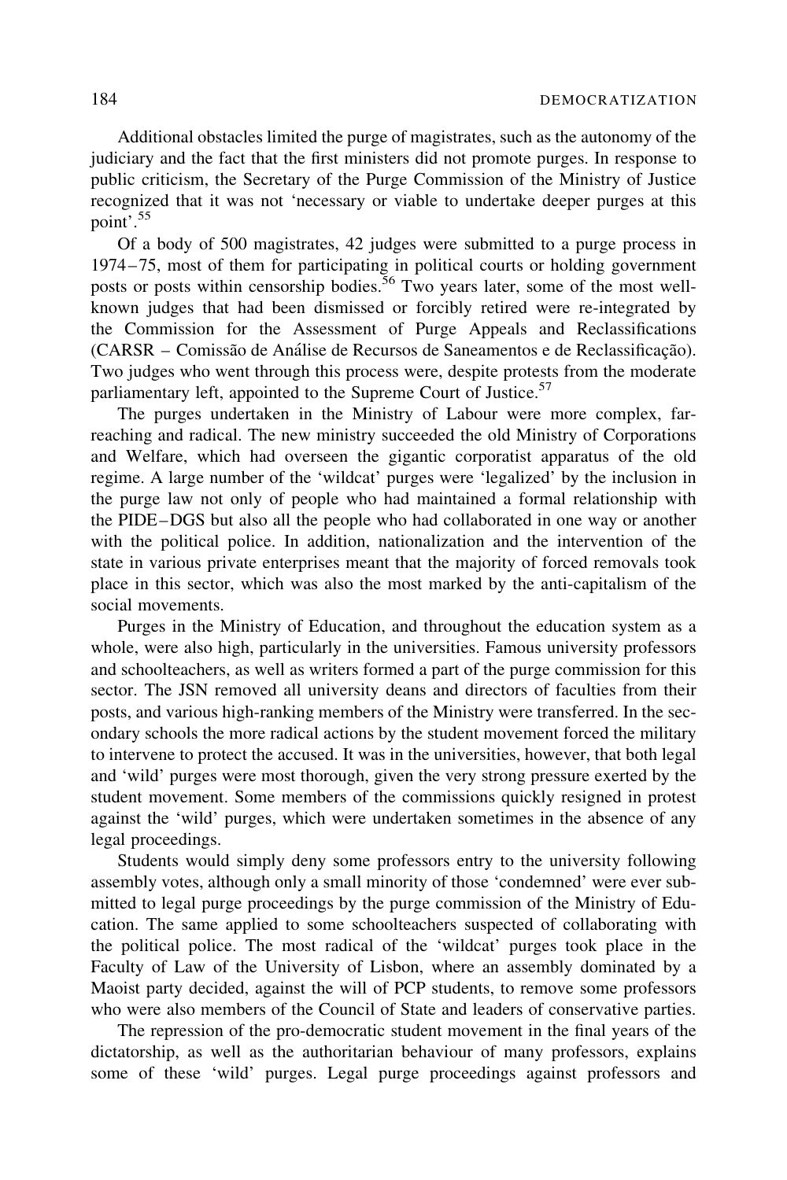Additional obstacles limited the purge of magistrates, such as the autonomy of the judiciary and the fact that the first ministers did not promote purges. In response to public criticism, the Secretary of the Purge Commission of the Ministry of Justice recognized that it was not 'necessary or viable to undertake deeper purges at this point'.[55]

Of a body of 500 magistrates, 42 judges were submitted to a purge process in 1974–75, most of them for participating in political courts or holding government posts or posts within censorship bodies.[56] Two years later, some of the most well-known judges that had been dismissed or forcibly retired were re-integrated by the Commission for the Assessment of Purge Appeals and Reclassifications (CARSR – Comissão de Análise de Recursos de Saneamentos e de Reclassificação). Two judges who went through this process were, despite protests from the moderate parliamentary left, appointed to the Supreme Court of Justice.[57]

The purges undertaken in the Ministry of Labour were more complex, far-reaching and radical. The new ministry succeeded the old Ministry of Corporations and Welfare, which had overseen the gigantic corporatist apparatus of the old regime. A large number of the 'wildcat' purges were 'legalized' by the inclusion in the purge law not only of people who had maintained a formal relationship with the PIDE–DGS but also all the people who had collaborated in one way or another with the political police. In addition, nationalization and the intervention of the state in various private enterprises meant that the majority of forced removals took place in this sector, which was also the most marked by the anti-capitalism of the social movements.

Purges in the Ministry of Education, and throughout the education system as a whole, were also high, particularly in the universities. Famous university professors and schoolteachers, as well as writers formed a part of the purge commission for this sector. The JSN removed all university deans and directors of faculties from their posts, and various high-ranking members of the Ministry were transferred. In the secondary schools the more radical actions by the student movement forced the military to intervene to protect the accused. It was in the universities, however, that both legal and 'wild' purges were most thorough, given the very strong pressure exerted by the student movement. Some members of the commissions quickly resigned in protest against the 'wild' purges, which were undertaken sometimes in the absence of any legal proceedings.

Students would simply deny some professors entry to the university following assembly votes, although only a small minority of those 'condemned' were ever submitted to legal purge proceedings by the purge commission of the Ministry of Education. The same applied to some schoolteachers suspected of collaborating with the political police. The most radical of the 'wildcat' purges took place in the Faculty of Law of the University of Lisbon, where an assembly dominated by a Maoist party decided, against the will of PCP students, to remove some professors who were also members of the Council of State and leaders of conservative parties.

The repression of the pro-democratic student movement in the final years of the dictatorship, as well as the authoritarian behaviour of many professors, explains some of these 'wild' purges. Legal purge proceedings against professors and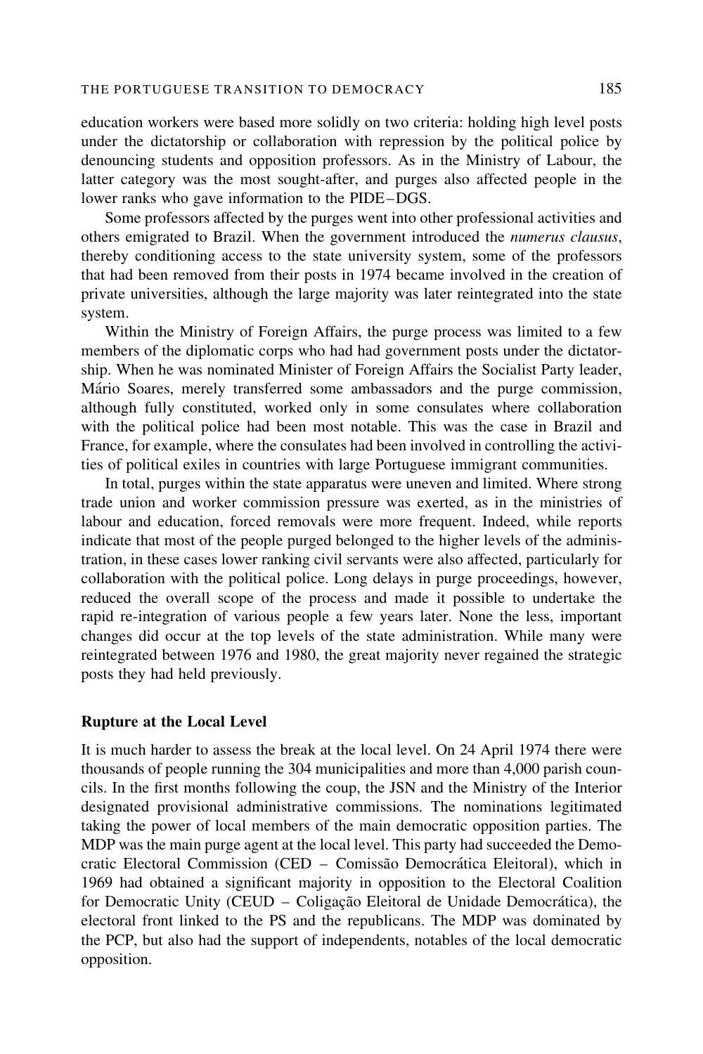education workers were based more solidly on two criteria: holding high level posts under the dictatorship or collaboration with repression by the political police by denouncing students and opposition professors. As in the Ministry of Labour, the latter category was the most sought-after, and purges also affected people in the lower ranks who gave information to the PIDE–DGS.

Some professors affected by the purges went into other professional activities and others emigrated to Brazil. When the government introduced the *numerus clausus*, thereby conditioning access to the state university system, some of the professors that had been removed from their posts in 1974 became involved in the creation of private universities, although the large majority was later reintegrated into the state system.

Within the Ministry of Foreign Affairs, the purge process was limited to a few members of the diplomatic corps who had had government posts under the dictatorship. When he was nominated Minister of Foreign Affairs the Socialist Party leader, Mário Soares, merely transferred some ambassadors and the purge commission, although fully constituted, worked only in some consulates where collaboration with the political police had been most notable. This was the case in Brazil and France, for example, where the consulates had been involved in controlling the activities of political exiles in countries with large Portuguese immigrant communities.

In total, purges within the state apparatus were uneven and limited. Where strong trade union and worker commission pressure was exerted, as in the ministries of labour and education, forced removals were more frequent. Indeed, while reports indicate that most of the people purged belonged to the higher levels of the administration, in these cases lower ranking civil servants were also affected, particularly for collaboration with the political police. Long delays in purge proceedings, however, reduced the overall scope of the process and made it possible to undertake the rapid re-integration of various people a few years later. None the less, important changes did occur at the top levels of the state administration. While many were reintegrated between 1976 and 1980, the great majority never regained the strategic posts they had held previously.

**Rupture at the Local Level**

It is much harder to assess the break at the local level. On 24 April 1974 there were thousands of people running the 304 municipalities and more than 4,000 parish councils. In the first months following the coup, the JSN and the Ministry of the Interior designated provisional administrative commissions. The nominations legitimated taking the power of local members of the main democratic opposition parties. The MDP was the main purge agent at the local level. This party had succeeded the Democratic Electoral Commission (CED – Comissão Democrática Eleitoral), which in 1969 had obtained a significant majority in opposition to the Electoral Coalition for Democratic Unity (CEUD – Coligação Eleitoral de Unidade Democrática), the electoral front linked to the PS and the republicans. The MDP was dominated by the PCP, but also had the support of independents, notables of the local democratic opposition.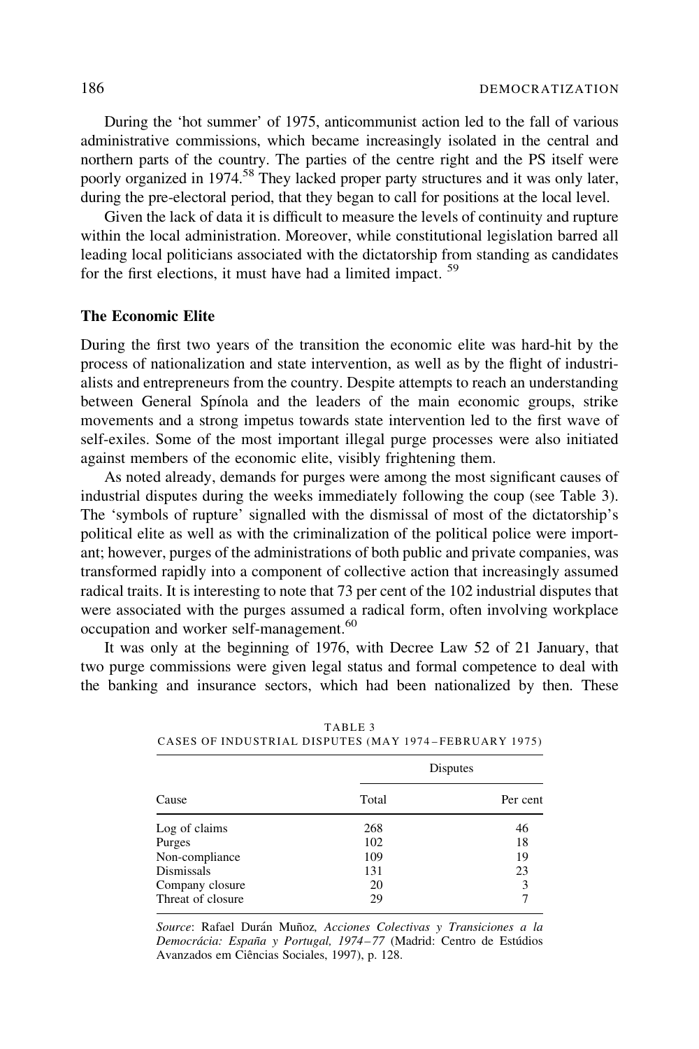During the 'hot summer' of 1975, anticommunist action led to the fall of various administrative commissions, which became increasingly isolated in the central and northern parts of the country. The parties of the centre right and the PS itself were poorly organized in 1974.[58] They lacked proper party structures and it was only later, during the pre-electoral period, that they began to call for positions at the local level.

Given the lack of data it is difficult to measure the levels of continuity and rupture within the local administration. Moreover, while constitutional legislation barred all leading local politicians associated with the dictatorship from standing as candidates for the first elections, it must have had a limited impact. [59]

### The Economic Elite

During the first two years of the transition the economic elite was hard-hit by the process of nationalization and state intervention, as well as by the flight of industrialists and entrepreneurs from the country. Despite attempts to reach an understanding between General Spínola and the leaders of the main economic groups, strike movements and a strong impetus towards state intervention led to the first wave of self-exiles. Some of the most important illegal purge processes were also initiated against members of the economic elite, visibly frightening them.

As noted already, demands for purges were among the most significant causes of industrial disputes during the weeks immediately following the coup (see Table 3). The 'symbols of rupture' signalled with the dismissal of most of the dictatorship's political elite as well as with the criminalization of the political police were important; however, purges of the administrations of both public and private companies, was transformed rapidly into a component of collective action that increasingly assumed radical traits. It is interesting to note that 73 per cent of the 102 industrial disputes that were associated with the purges assumed a radical form, often involving workplace occupation and worker self-management.[60]

It was only at the beginning of 1976, with Decree Law 52 of 21 January, that two purge commissions were given legal status and formal competence to deal with the banking and insurance sectors, which had been nationalized by then. These

TABLE 3
CASES OF INDUSTRIAL DISPUTES (MAY 1974–FEBRUARY 1975)

| | Disputes | |
|---|---|---|
| Cause | Total | Per cent |
| Log of claims | 268 | 46 |
| Purges | 102 | 18 |
| Non-compliance | 109 | 19 |
| Dismissals | 131 | 23 |
| Company closure | 20 | 3 |
| Threat of closure | 29 | 7 |

*Source*: Rafael Durán Muñoz, *Acciones Colectivas y Transiciones a la Democrácia: España y Portugal, 1974–77* (Madrid: Centro de Estúdios Avanzados em Ciências Sociales, 1997), p. 128.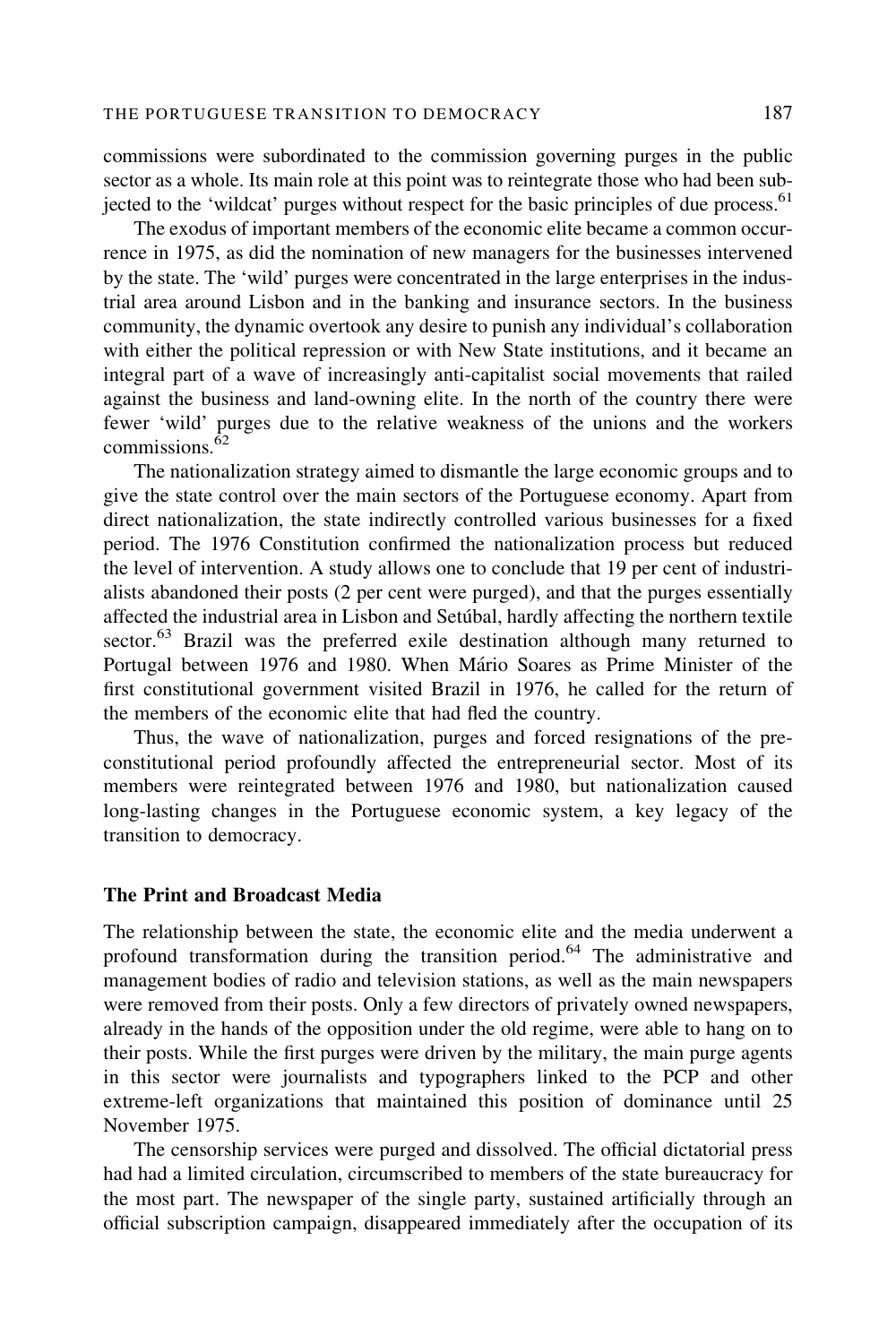commissions were subordinated to the commission governing purges in the public sector as a whole. Its main role at this point was to reintegrate those who had been subjected to the 'wildcat' purges without respect for the basic principles of due process.[61]

The exodus of important members of the economic elite became a common occurrence in 1975, as did the nomination of new managers for the businesses intervened by the state. The 'wild' purges were concentrated in the large enterprises in the industrial area around Lisbon and in the banking and insurance sectors. In the business community, the dynamic overtook any desire to punish any individual's collaboration with either the political repression or with New State institutions, and it became an integral part of a wave of increasingly anti-capitalist social movements that railed against the business and land-owning elite. In the north of the country there were fewer 'wild' purges due to the relative weakness of the unions and the workers commissions.[62]

The nationalization strategy aimed to dismantle the large economic groups and to give the state control over the main sectors of the Portuguese economy. Apart from direct nationalization, the state indirectly controlled various businesses for a fixed period. The 1976 Constitution confirmed the nationalization process but reduced the level of intervention. A study allows one to conclude that 19 per cent of industrialists abandoned their posts (2 per cent were purged), and that the purges essentially affected the industrial area in Lisbon and Setúbal, hardly affecting the northern textile sector.[63] Brazil was the preferred exile destination although many returned to Portugal between 1976 and 1980. When Mário Soares as Prime Minister of the first constitutional government visited Brazil in 1976, he called for the return of the members of the economic elite that had fled the country.

Thus, the wave of nationalization, purges and forced resignations of the pre-constitutional period profoundly affected the entrepreneurial sector. Most of its members were reintegrated between 1976 and 1980, but nationalization caused long-lasting changes in the Portuguese economic system, a key legacy of the transition to democracy.

### The Print and Broadcast Media

The relationship between the state, the economic elite and the media underwent a profound transformation during the transition period.[64] The administrative and management bodies of radio and television stations, as well as the main newspapers were removed from their posts. Only a few directors of privately owned newspapers, already in the hands of the opposition under the old regime, were able to hang on to their posts. While the first purges were driven by the military, the main purge agents in this sector were journalists and typographers linked to the PCP and other extreme-left organizations that maintained this position of dominance until 25 November 1975.

The censorship services were purged and dissolved. The official dictatorial press had had a limited circulation, circumscribed to members of the state bureaucracy for the most part. The newspaper of the single party, sustained artificially through an official subscription campaign, disappeared immediately after the occupation of its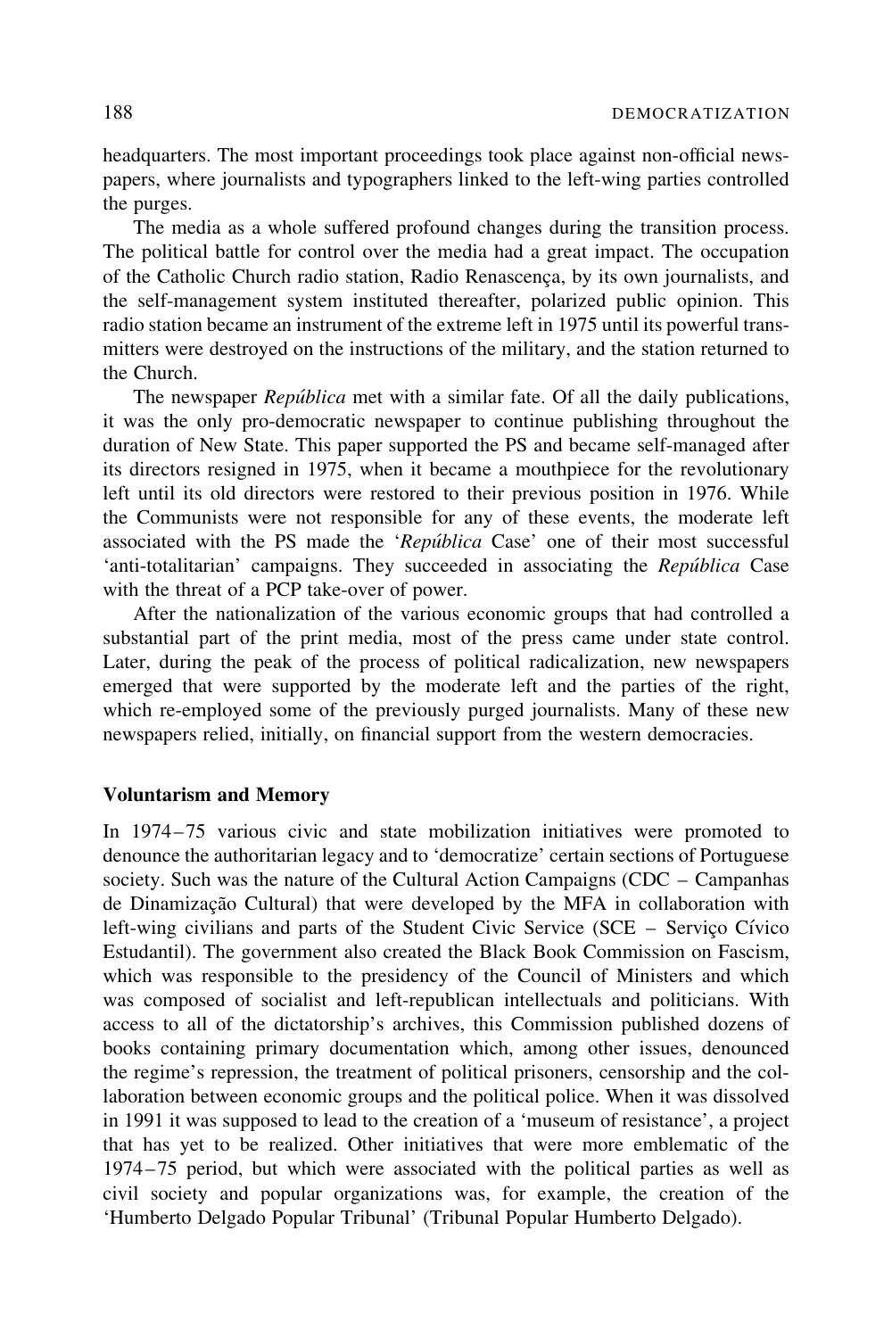headquarters. The most important proceedings took place against non-official newspapers, where journalists and typographers linked to the left-wing parties controlled the purges.

The media as a whole suffered profound changes during the transition process. The political battle for control over the media had a great impact. The occupation of the Catholic Church radio station, Radio Renascença, by its own journalists, and the self-management system instituted thereafter, polarized public opinion. This radio station became an instrument of the extreme left in 1975 until its powerful transmitters were destroyed on the instructions of the military, and the station returned to the Church.

The newspaper *República* met with a similar fate. Of all the daily publications, it was the only pro-democratic newspaper to continue publishing throughout the duration of New State. This paper supported the PS and became self-managed after its directors resigned in 1975, when it became a mouthpiece for the revolutionary left until its old directors were restored to their previous position in 1976. While the Communists were not responsible for any of these events, the moderate left associated with the PS made the '*República* Case' one of their most successful 'anti-totalitarian' campaigns. They succeeded in associating the *República* Case with the threat of a PCP take-over of power.

After the nationalization of the various economic groups that had controlled a substantial part of the print media, most of the press came under state control. Later, during the peak of the process of political radicalization, new newspapers emerged that were supported by the moderate left and the parties of the right, which re-employed some of the previously purged journalists. Many of these new newspapers relied, initially, on financial support from the western democracies.

### Voluntarism and Memory

In 1974–75 various civic and state mobilization initiatives were promoted to denounce the authoritarian legacy and to 'democratize' certain sections of Portuguese society. Such was the nature of the Cultural Action Campaigns (CDC – Campanhas de Dinamização Cultural) that were developed by the MFA in collaboration with left-wing civilians and parts of the Student Civic Service (SCE – Serviço Cívico Estudantil). The government also created the Black Book Commission on Fascism, which was responsible to the presidency of the Council of Ministers and which was composed of socialist and left-republican intellectuals and politicians. With access to all of the dictatorship's archives, this Commission published dozens of books containing primary documentation which, among other issues, denounced the regime's repression, the treatment of political prisoners, censorship and the collaboration between economic groups and the political police. When it was dissolved in 1991 it was supposed to lead to the creation of a 'museum of resistance', a project that has yet to be realized. Other initiatives that were more emblematic of the 1974–75 period, but which were associated with the political parties as well as civil society and popular organizations was, for example, the creation of the 'Humberto Delgado Popular Tribunal' (Tribunal Popular Humberto Delgado).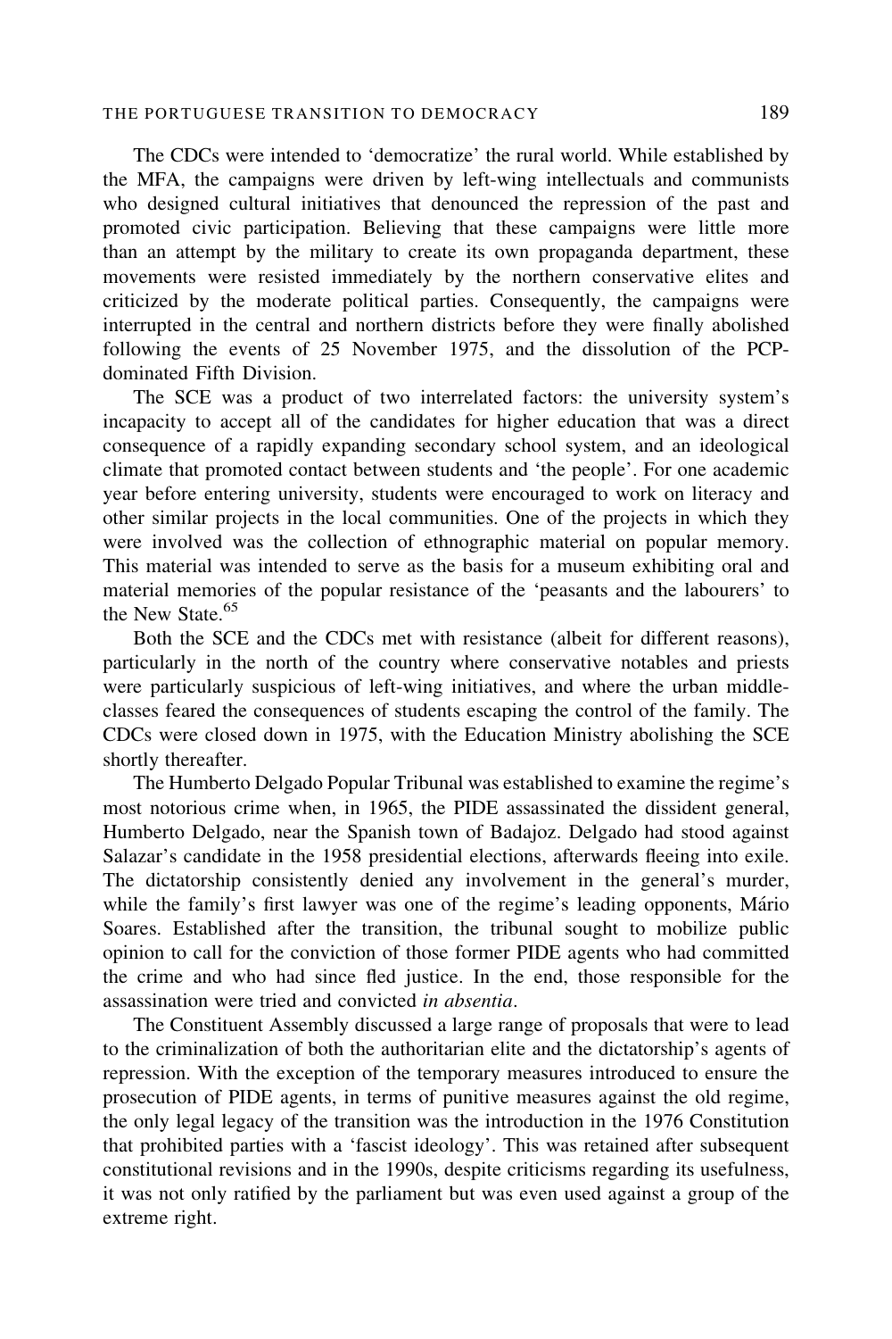The CDCs were intended to 'democratize' the rural world. While established by the MFA, the campaigns were driven by left-wing intellectuals and communists who designed cultural initiatives that denounced the repression of the past and promoted civic participation. Believing that these campaigns were little more than an attempt by the military to create its own propaganda department, these movements were resisted immediately by the northern conservative elites and criticized by the moderate political parties. Consequently, the campaigns were interrupted in the central and northern districts before they were finally abolished following the events of 25 November 1975, and the dissolution of the PCP-dominated Fifth Division.

The SCE was a product of two interrelated factors: the university system's incapacity to accept all of the candidates for higher education that was a direct consequence of a rapidly expanding secondary school system, and an ideological climate that promoted contact between students and 'the people'. For one academic year before entering university, students were encouraged to work on literacy and other similar projects in the local communities. One of the projects in which they were involved was the collection of ethnographic material on popular memory. This material was intended to serve as the basis for a museum exhibiting oral and material memories of the popular resistance of the 'peasants and the labourers' to the New State.[65]

Both the SCE and the CDCs met with resistance (albeit for different reasons), particularly in the north of the country where conservative notables and priests were particularly suspicious of left-wing initiatives, and where the urban middle-classes feared the consequences of students escaping the control of the family. The CDCs were closed down in 1975, with the Education Ministry abolishing the SCE shortly thereafter.

The Humberto Delgado Popular Tribunal was established to examine the regime's most notorious crime when, in 1965, the PIDE assassinated the dissident general, Humberto Delgado, near the Spanish town of Badajoz. Delgado had stood against Salazar's candidate in the 1958 presidential elections, afterwards fleeing into exile. The dictatorship consistently denied any involvement in the general's murder, while the family's first lawyer was one of the regime's leading opponents, Mário Soares. Established after the transition, the tribunal sought to mobilize public opinion to call for the conviction of those former PIDE agents who had committed the crime and who had since fled justice. In the end, those responsible for the assassination were tried and convicted *in absentia*.

The Constituent Assembly discussed a large range of proposals that were to lead to the criminalization of both the authoritarian elite and the dictatorship's agents of repression. With the exception of the temporary measures introduced to ensure the prosecution of PIDE agents, in terms of punitive measures against the old regime, the only legal legacy of the transition was the introduction in the 1976 Constitution that prohibited parties with a 'fascist ideology'. This was retained after subsequent constitutional revisions and in the 1990s, despite criticisms regarding its usefulness, it was not only ratified by the parliament but was even used against a group of the extreme right.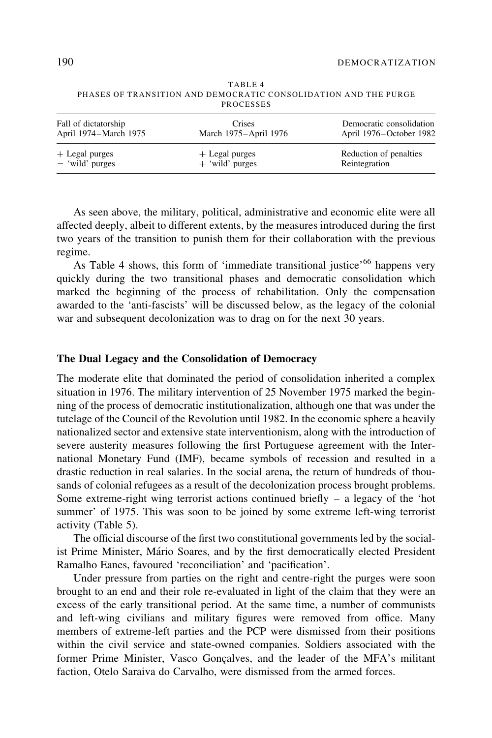TABLE 4
PHASES OF TRANSITION AND DEMOCRATIC CONSOLIDATION AND THE PURGE PROCESSES

| Fall of dictatorship April 1974–March 1975 | Crises March 1975–April 1976 | Democratic consolidation April 1976–October 1982 |
|---|---|---|
| + Legal purges | + Legal purges | Reduction of penalties |
| − 'wild' purges | + 'wild' purges | Reintegration |

As seen above, the military, political, administrative and economic elite were all affected deeply, albeit to different extents, by the measures introduced during the first two years of the transition to punish them for their collaboration with the previous regime.

As Table 4 shows, this form of 'immediate transitional justice'[66] happens very quickly during the two transitional phases and democratic consolidation which marked the beginning of the process of rehabilitation. Only the compensation awarded to the 'anti-fascists' will be discussed below, as the legacy of the colonial war and subsequent decolonization was to drag on for the next 30 years.

## The Dual Legacy and the Consolidation of Democracy

The moderate elite that dominated the period of consolidation inherited a complex situation in 1976. The military intervention of 25 November 1975 marked the beginning of the process of democratic institutionalization, although one that was under the tutelage of the Council of the Revolution until 1982. In the economic sphere a heavily nationalized sector and extensive state interventionism, along with the introduction of severe austerity measures following the first Portuguese agreement with the International Monetary Fund (IMF), became symbols of recession and resulted in a drastic reduction in real salaries. In the social arena, the return of hundreds of thousands of colonial refugees as a result of the decolonization process brought problems. Some extreme-right wing terrorist actions continued briefly – a legacy of the 'hot summer' of 1975. This was soon to be joined by some extreme left-wing terrorist activity (Table 5).

The official discourse of the first two constitutional governments led by the socialist Prime Minister, Mário Soares, and by the first democratically elected President Ramalho Eanes, favoured 'reconciliation' and 'pacification'.

Under pressure from parties on the right and centre-right the purges were soon brought to an end and their role re-evaluated in light of the claim that they were an excess of the early transitional period. At the same time, a number of communists and left-wing civilians and military figures were removed from office. Many members of extreme-left parties and the PCP were dismissed from their positions within the civil service and state-owned companies. Soldiers associated with the former Prime Minister, Vasco Gonçalves, and the leader of the MFA's militant faction, Otelo Saraiva do Carvalho, were dismissed from the armed forces.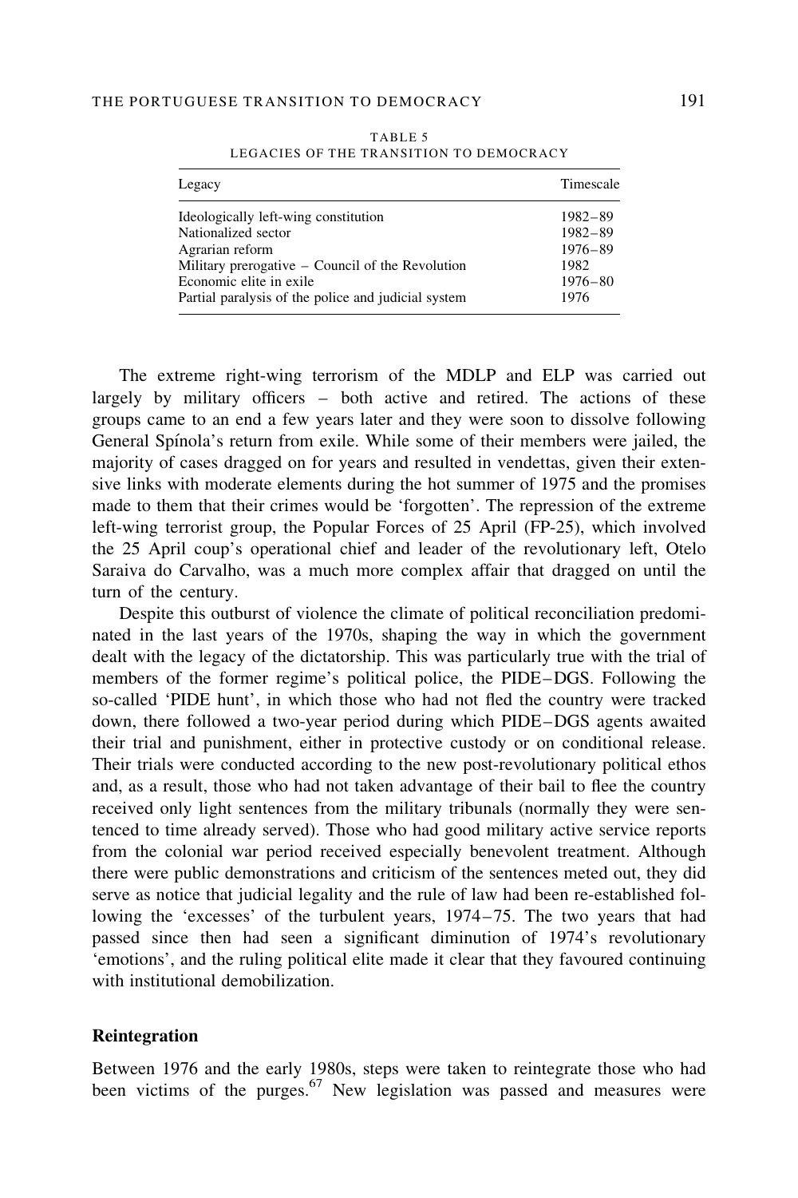TABLE 5
LEGACIES OF THE TRANSITION TO DEMOCRACY

| Legacy | Timescale |
|---|---|
| Ideologically left-wing constitution | 1982–89 |
| Nationalized sector | 1982–89 |
| Agrarian reform | 1976–89 |
| Military prerogative – Council of the Revolution | 1982 |
| Economic elite in exile | 1976–80 |
| Partial paralysis of the police and judicial system | 1976 |

The extreme right-wing terrorism of the MDLP and ELP was carried out largely by military officers – both active and retired. The actions of these groups came to an end a few years later and they were soon to dissolve following General Spínola's return from exile. While some of their members were jailed, the majority of cases dragged on for years and resulted in vendettas, given their extensive links with moderate elements during the hot summer of 1975 and the promises made to them that their crimes would be 'forgotten'. The repression of the extreme left-wing terrorist group, the Popular Forces of 25 April (FP-25), which involved the 25 April coup's operational chief and leader of the revolutionary left, Otelo Saraiva do Carvalho, was a much more complex affair that dragged on until the turn of the century.

Despite this outburst of violence the climate of political reconciliation predominated in the last years of the 1970s, shaping the way in which the government dealt with the legacy of the dictatorship. This was particularly true with the trial of members of the former regime's political police, the PIDE–DGS. Following the so-called 'PIDE hunt', in which those who had not fled the country were tracked down, there followed a two-year period during which PIDE–DGS agents awaited their trial and punishment, either in protective custody or on conditional release. Their trials were conducted according to the new post-revolutionary political ethos and, as a result, those who had not taken advantage of their bail to flee the country received only light sentences from the military tribunals (normally they were sentenced to time already served). Those who had good military active service reports from the colonial war period received especially benevolent treatment. Although there were public demonstrations and criticism of the sentences meted out, they did serve as notice that judicial legality and the rule of law had been re-established following the 'excesses' of the turbulent years, 1974–75. The two years that had passed since then had seen a significant diminution of 1974's revolutionary 'emotions', and the ruling political elite made it clear that they favoured continuing with institutional demobilization.

## Reintegration

Between 1976 and the early 1980s, steps were taken to reintegrate those who had been victims of the purges.[67] New legislation was passed and measures were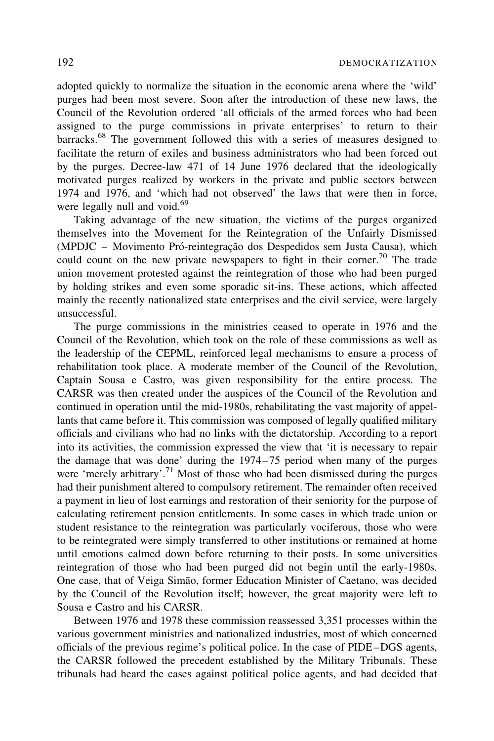adopted quickly to normalize the situation in the economic arena where the 'wild' purges had been most severe. Soon after the introduction of these new laws, the Council of the Revolution ordered 'all officials of the armed forces who had been assigned to the purge commissions in private enterprises' to return to their barracks.[68] The government followed this with a series of measures designed to facilitate the return of exiles and business administrators who had been forced out by the purges. Decree-law 471 of 14 June 1976 declared that the ideologically motivated purges realized by workers in the private and public sectors between 1974 and 1976, and 'which had not observed' the laws that were then in force, were legally null and void.[69]

Taking advantage of the new situation, the victims of the purges organized themselves into the Movement for the Reintegration of the Unfairly Dismissed (MPDJC – Movimento Pró-reintegração dos Despedidos sem Justa Causa), which could count on the new private newspapers to fight in their corner.[70] The trade union movement protested against the reintegration of those who had been purged by holding strikes and even some sporadic sit-ins. These actions, which affected mainly the recently nationalized state enterprises and the civil service, were largely unsuccessful.

The purge commissions in the ministries ceased to operate in 1976 and the Council of the Revolution, which took on the role of these commissions as well as the leadership of the CEPML, reinforced legal mechanisms to ensure a process of rehabilitation took place. A moderate member of the Council of the Revolution, Captain Sousa e Castro, was given responsibility for the entire process. The CARSR was then created under the auspices of the Council of the Revolution and continued in operation until the mid-1980s, rehabilitating the vast majority of appellants that came before it. This commission was composed of legally qualified military officials and civilians who had no links with the dictatorship. According to a report into its activities, the commission expressed the view that 'it is necessary to repair the damage that was done' during the 1974–75 period when many of the purges were 'merely arbitrary'.[71] Most of those who had been dismissed during the purges had their punishment altered to compulsory retirement. The remainder often received a payment in lieu of lost earnings and restoration of their seniority for the purpose of calculating retirement pension entitlements. In some cases in which trade union or student resistance to the reintegration was particularly vociferous, those who were to be reintegrated were simply transferred to other institutions or remained at home until emotions calmed down before returning to their posts. In some universities reintegration of those who had been purged did not begin until the early-1980s. One case, that of Veiga Simão, former Education Minister of Caetano, was decided by the Council of the Revolution itself; however, the great majority were left to Sousa e Castro and his CARSR.

Between 1976 and 1978 these commission reassessed 3,351 processes within the various government ministries and nationalized industries, most of which concerned officials of the previous regime's political police. In the case of PIDE–DGS agents, the CARSR followed the precedent established by the Military Tribunals. These tribunals had heard the cases against political police agents, and had decided that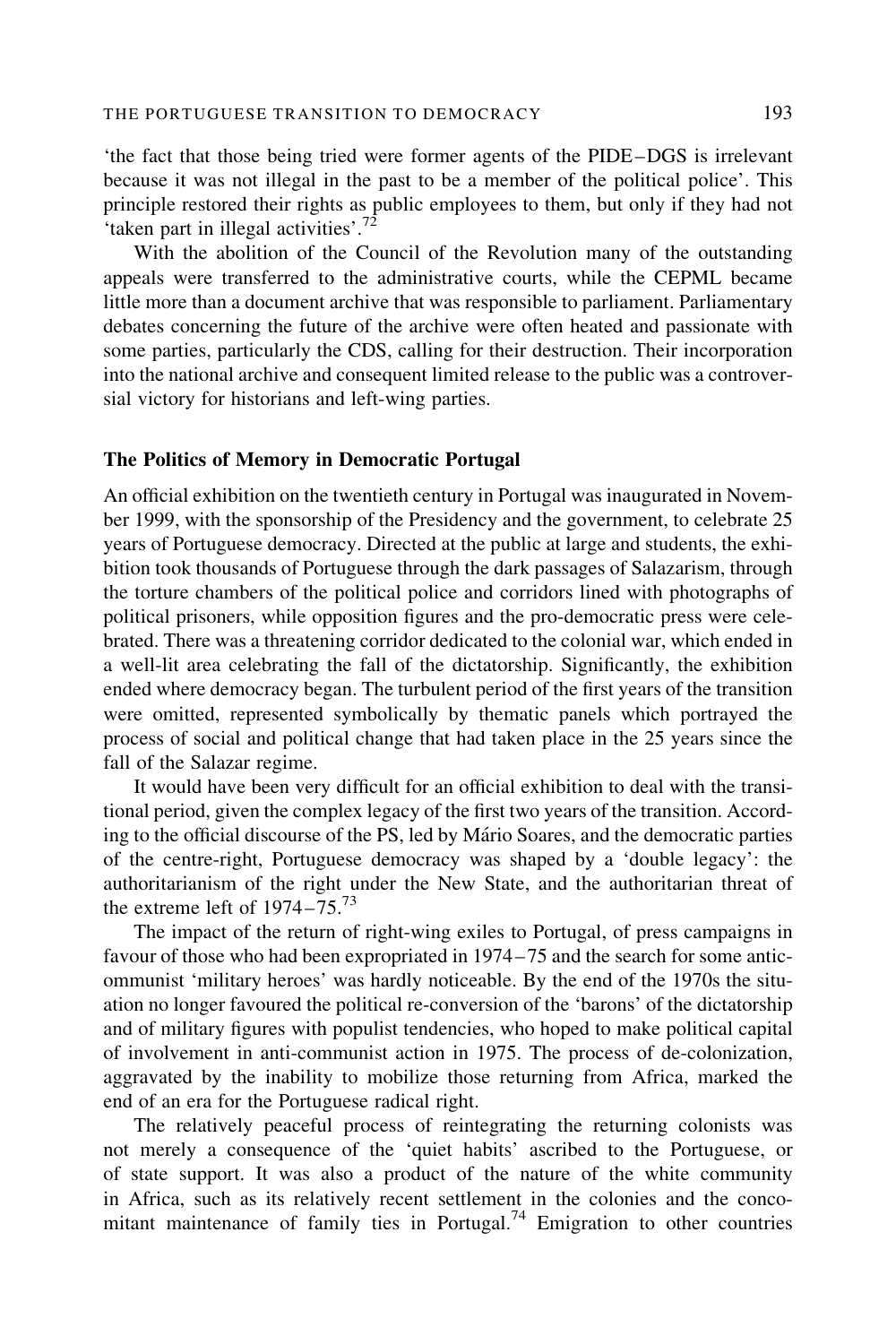'the fact that those being tried were former agents of the PIDE–DGS is irrelevant because it was not illegal in the past to be a member of the political police'. This principle restored their rights as public employees to them, but only if they had not 'taken part in illegal activities'.[72]

With the abolition of the Council of the Revolution many of the outstanding appeals were transferred to the administrative courts, while the CEPML became little more than a document archive that was responsible to parliament. Parliamentary debates concerning the future of the archive were often heated and passionate with some parties, particularly the CDS, calling for their destruction. Their incorporation into the national archive and consequent limited release to the public was a controversial victory for historians and left-wing parties.

### The Politics of Memory in Democratic Portugal

An official exhibition on the twentieth century in Portugal was inaugurated in November 1999, with the sponsorship of the Presidency and the government, to celebrate 25 years of Portuguese democracy. Directed at the public at large and students, the exhibition took thousands of Portuguese through the dark passages of Salazarism, through the torture chambers of the political police and corridors lined with photographs of political prisoners, while opposition figures and the pro-democratic press were celebrated. There was a threatening corridor dedicated to the colonial war, which ended in a well-lit area celebrating the fall of the dictatorship. Significantly, the exhibition ended where democracy began. The turbulent period of the first years of the transition were omitted, represented symbolically by thematic panels which portrayed the process of social and political change that had taken place in the 25 years since the fall of the Salazar regime.

It would have been very difficult for an official exhibition to deal with the transitional period, given the complex legacy of the first two years of the transition. According to the official discourse of the PS, led by Mário Soares, and the democratic parties of the centre-right, Portuguese democracy was shaped by a 'double legacy': the authoritarianism of the right under the New State, and the authoritarian threat of the extreme left of 1974–75.[73]

The impact of the return of right-wing exiles to Portugal, of press campaigns in favour of those who had been expropriated in 1974–75 and the search for some anticommunist 'military heroes' was hardly noticeable. By the end of the 1970s the situation no longer favoured the political re-conversion of the 'barons' of the dictatorship and of military figures with populist tendencies, who hoped to make political capital of involvement in anti-communist action in 1975. The process of de-colonization, aggravated by the inability to mobilize those returning from Africa, marked the end of an era for the Portuguese radical right.

The relatively peaceful process of reintegrating the returning colonists was not merely a consequence of the 'quiet habits' ascribed to the Portuguese, or of state support. It was also a product of the nature of the white community in Africa, such as its relatively recent settlement in the colonies and the concomitant maintenance of family ties in Portugal.[74] Emigration to other countries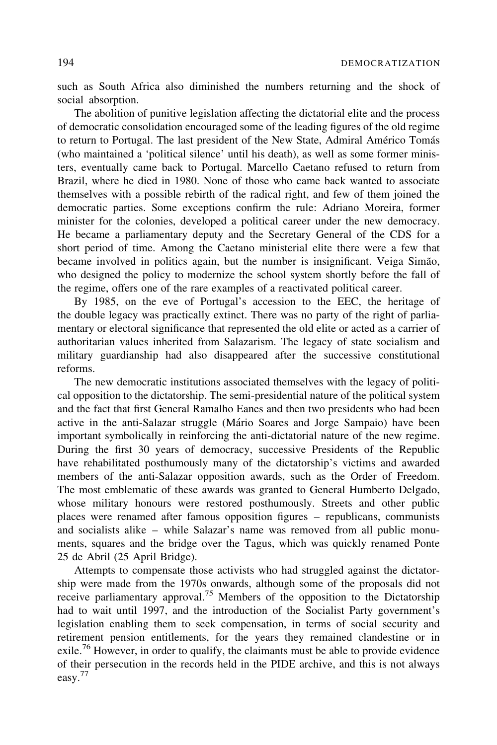such as South Africa also diminished the numbers returning and the shock of social absorption.

The abolition of punitive legislation affecting the dictatorial elite and the process of democratic consolidation encouraged some of the leading figures of the old regime to return to Portugal. The last president of the New State, Admiral Américo Tomás (who maintained a 'political silence' until his death), as well as some former ministers, eventually came back to Portugal. Marcello Caetano refused to return from Brazil, where he died in 1980. None of those who came back wanted to associate themselves with a possible rebirth of the radical right, and few of them joined the democratic parties. Some exceptions confirm the rule: Adriano Moreira, former minister for the colonies, developed a political career under the new democracy. He became a parliamentary deputy and the Secretary General of the CDS for a short period of time. Among the Caetano ministerial elite there were a few that became involved in politics again, but the number is insignificant. Veiga Simão, who designed the policy to modernize the school system shortly before the fall of the regime, offers one of the rare examples of a reactivated political career.

By 1985, on the eve of Portugal's accession to the EEC, the heritage of the double legacy was practically extinct. There was no party of the right of parliamentary or electoral significance that represented the old elite or acted as a carrier of authoritarian values inherited from Salazarism. The legacy of state socialism and military guardianship had also disappeared after the successive constitutional reforms.

The new democratic institutions associated themselves with the legacy of political opposition to the dictatorship. The semi-presidential nature of the political system and the fact that first General Ramalho Eanes and then two presidents who had been active in the anti-Salazar struggle (Mário Soares and Jorge Sampaio) have been important symbolically in reinforcing the anti-dictatorial nature of the new regime. During the first 30 years of democracy, successive Presidents of the Republic have rehabilitated posthumously many of the dictatorship's victims and awarded members of the anti-Salazar opposition awards, such as the Order of Freedom. The most emblematic of these awards was granted to General Humberto Delgado, whose military honours were restored posthumously. Streets and other public places were renamed after famous opposition figures – republicans, communists and socialists alike – while Salazar's name was removed from all public monuments, squares and the bridge over the Tagus, which was quickly renamed Ponte 25 de Abril (25 April Bridge).

Attempts to compensate those activists who had struggled against the dictatorship were made from the 1970s onwards, although some of the proposals did not receive parliamentary approval.[75] Members of the opposition to the Dictatorship had to wait until 1997, and the introduction of the Socialist Party government's legislation enabling them to seek compensation, in terms of social security and retirement pension entitlements, for the years they remained clandestine or in exile.[76] However, in order to qualify, the claimants must be able to provide evidence of their persecution in the records held in the PIDE archive, and this is not always easy.[77]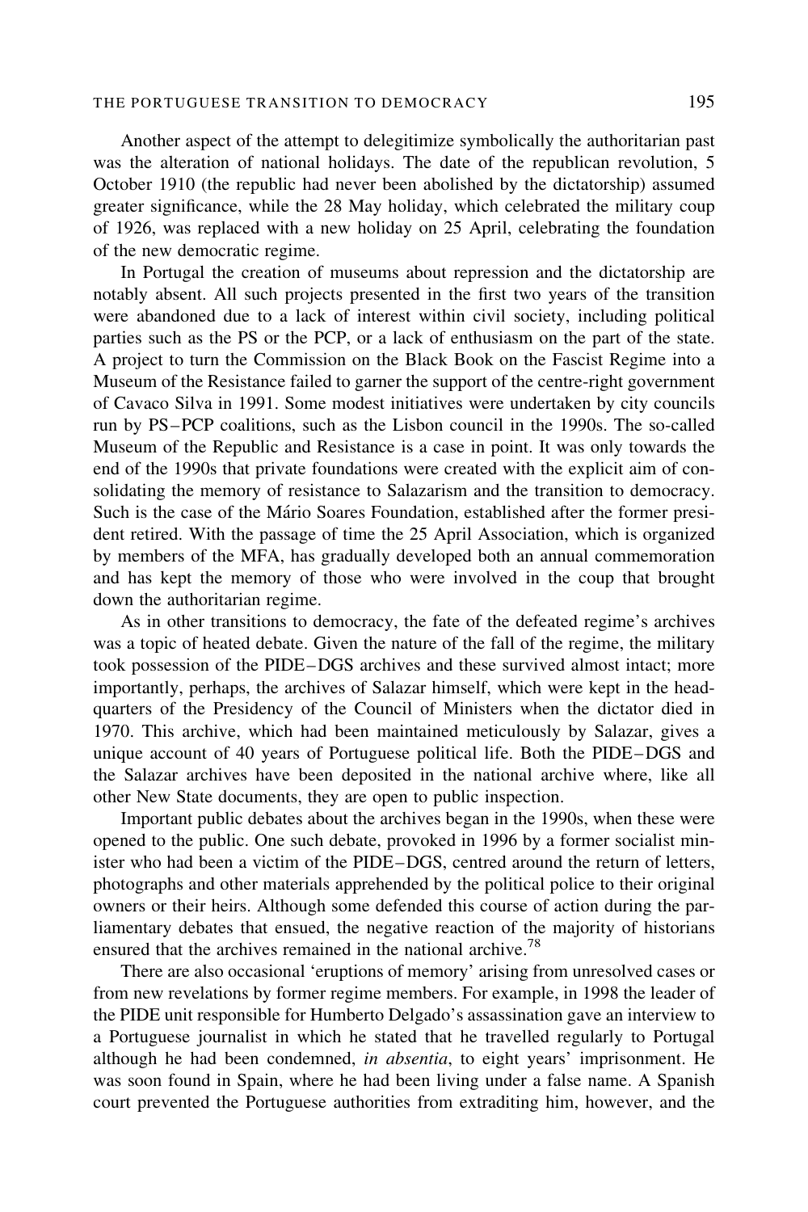Another aspect of the attempt to delegitimize symbolically the authoritarian past was the alteration of national holidays. The date of the republican revolution, 5 October 1910 (the republic had never been abolished by the dictatorship) assumed greater significance, while the 28 May holiday, which celebrated the military coup of 1926, was replaced with a new holiday on 25 April, celebrating the foundation of the new democratic regime.

In Portugal the creation of museums about repression and the dictatorship are notably absent. All such projects presented in the first two years of the transition were abandoned due to a lack of interest within civil society, including political parties such as the PS or the PCP, or a lack of enthusiasm on the part of the state. A project to turn the Commission on the Black Book on the Fascist Regime into a Museum of the Resistance failed to garner the support of the centre-right government of Cavaco Silva in 1991. Some modest initiatives were undertaken by city councils run by PS–PCP coalitions, such as the Lisbon council in the 1990s. The so-called Museum of the Republic and Resistance is a case in point. It was only towards the end of the 1990s that private foundations were created with the explicit aim of consolidating the memory of resistance to Salazarism and the transition to democracy. Such is the case of the Mário Soares Foundation, established after the former president retired. With the passage of time the 25 April Association, which is organized by members of the MFA, has gradually developed both an annual commemoration and has kept the memory of those who were involved in the coup that brought down the authoritarian regime.

As in other transitions to democracy, the fate of the defeated regime's archives was a topic of heated debate. Given the nature of the fall of the regime, the military took possession of the PIDE–DGS archives and these survived almost intact; more importantly, perhaps, the archives of Salazar himself, which were kept in the headquarters of the Presidency of the Council of Ministers when the dictator died in 1970. This archive, which had been maintained meticulously by Salazar, gives a unique account of 40 years of Portuguese political life. Both the PIDE–DGS and the Salazar archives have been deposited in the national archive where, like all other New State documents, they are open to public inspection.

Important public debates about the archives began in the 1990s, when these were opened to the public. One such debate, provoked in 1996 by a former socialist minister who had been a victim of the PIDE–DGS, centred around the return of letters, photographs and other materials apprehended by the political police to their original owners or their heirs. Although some defended this course of action during the parliamentary debates that ensued, the negative reaction of the majority of historians ensured that the archives remained in the national archive.[78]

There are also occasional 'eruptions of memory' arising from unresolved cases or from new revelations by former regime members. For example, in 1998 the leader of the PIDE unit responsible for Humberto Delgado's assassination gave an interview to a Portuguese journalist in which he stated that he travelled regularly to Portugal although he had been condemned, *in absentia*, to eight years' imprisonment. He was soon found in Spain, where he had been living under a false name. A Spanish court prevented the Portuguese authorities from extraditing him, however, and the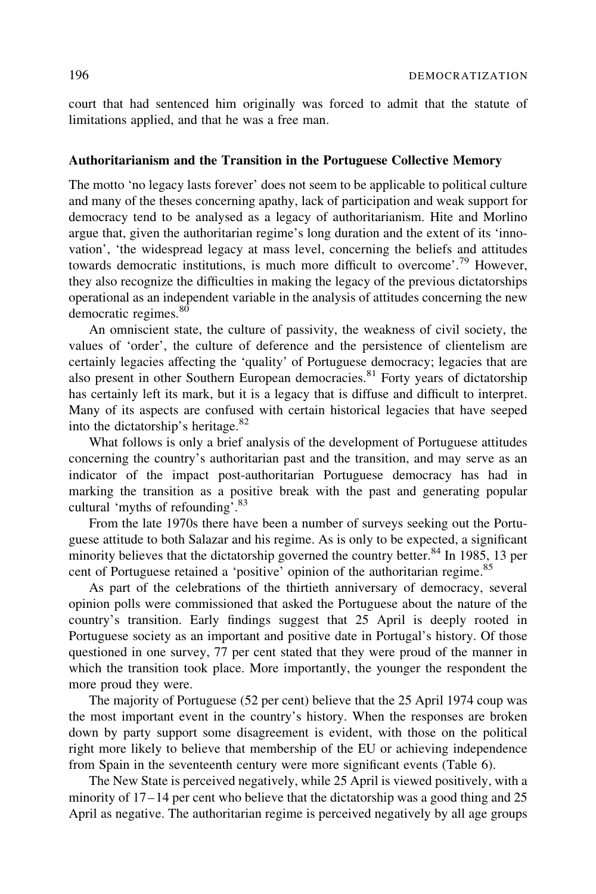court that had sentenced him originally was forced to admit that the statute of limitations applied, and that he was a free man.

### Authoritarianism and the Transition in the Portuguese Collective Memory

The motto 'no legacy lasts forever' does not seem to be applicable to political culture and many of the theses concerning apathy, lack of participation and weak support for democracy tend to be analysed as a legacy of authoritarianism. Hite and Morlino argue that, given the authoritarian regime's long duration and the extent of its 'innovation', 'the widespread legacy at mass level, concerning the beliefs and attitudes towards democratic institutions, is much more difficult to overcome'.[79] However, they also recognize the difficulties in making the legacy of the previous dictatorships operational as an independent variable in the analysis of attitudes concerning the new democratic regimes.[80]

An omniscient state, the culture of passivity, the weakness of civil society, the values of 'order', the culture of deference and the persistence of clientelism are certainly legacies affecting the 'quality' of Portuguese democracy; legacies that are also present in other Southern European democracies.[81] Forty years of dictatorship has certainly left its mark, but it is a legacy that is diffuse and difficult to interpret. Many of its aspects are confused with certain historical legacies that have seeped into the dictatorship's heritage.[82]

What follows is only a brief analysis of the development of Portuguese attitudes concerning the country's authoritarian past and the transition, and may serve as an indicator of the impact post-authoritarian Portuguese democracy has had in marking the transition as a positive break with the past and generating popular cultural 'myths of refounding'.[83]

From the late 1970s there have been a number of surveys seeking out the Portuguese attitude to both Salazar and his regime. As is only to be expected, a significant minority believes that the dictatorship governed the country better.[84] In 1985, 13 per cent of Portuguese retained a 'positive' opinion of the authoritarian regime.[85]

As part of the celebrations of the thirtieth anniversary of democracy, several opinion polls were commissioned that asked the Portuguese about the nature of the country's transition. Early findings suggest that 25 April is deeply rooted in Portuguese society as an important and positive date in Portugal's history. Of those questioned in one survey, 77 per cent stated that they were proud of the manner in which the transition took place. More importantly, the younger the respondent the more proud they were.

The majority of Portuguese (52 per cent) believe that the 25 April 1974 coup was the most important event in the country's history. When the responses are broken down by party support some disagreement is evident, with those on the political right more likely to believe that membership of the EU or achieving independence from Spain in the seventeenth century were more significant events (Table 6).

The New State is perceived negatively, while 25 April is viewed positively, with a minority of 17–14 per cent who believe that the dictatorship was a good thing and 25 April as negative. The authoritarian regime is perceived negatively by all age groups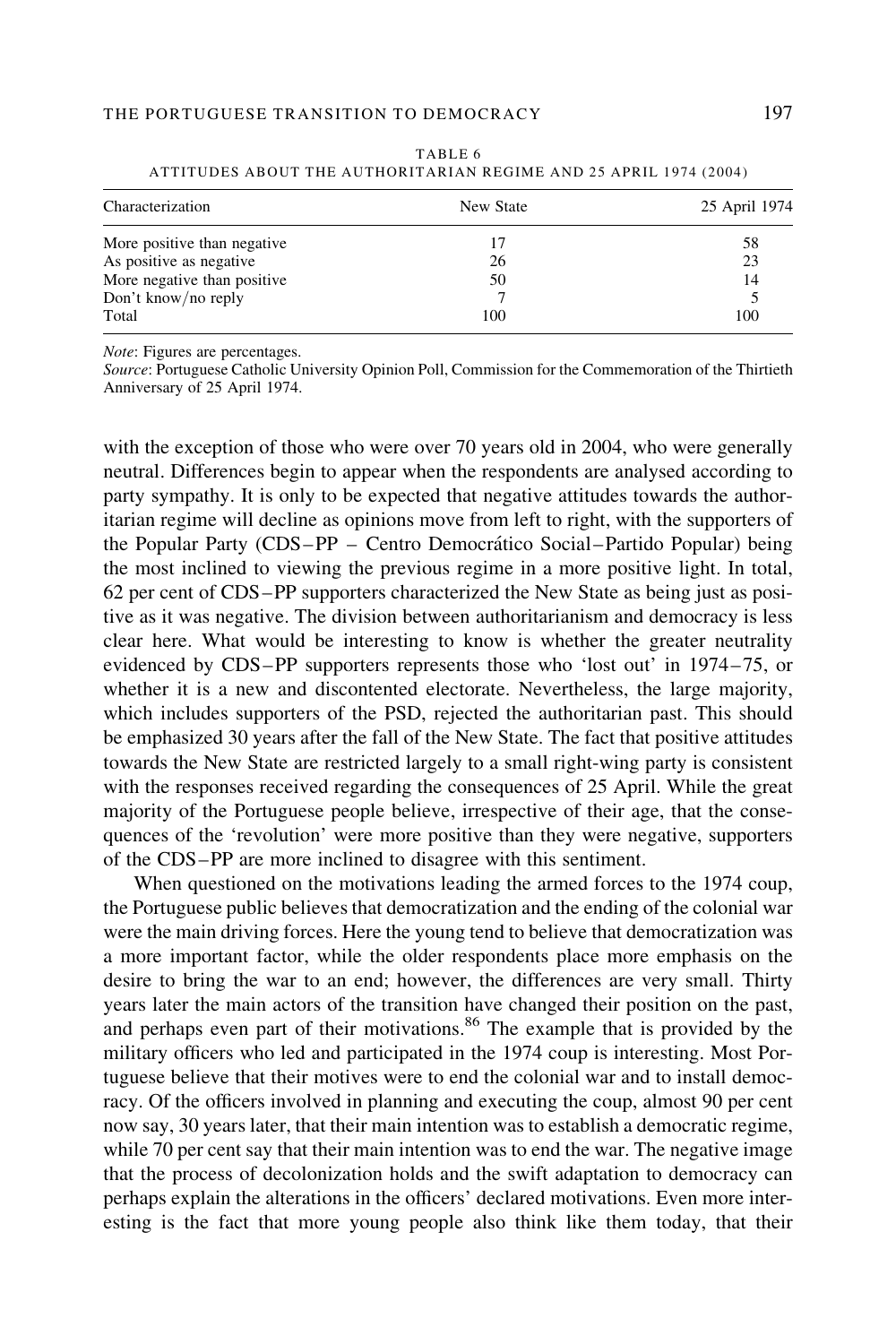TABLE 6
ATTITUDES ABOUT THE AUTHORITARIAN REGIME AND 25 APRIL 1974 (2004)

| Characterization | New State | 25 April 1974 |
|---|---|---|
| More positive than negative | 17 | 58 |
| As positive as negative | 26 | 23 |
| More negative than positive | 50 | 14 |
| Don't know/no reply | 7 | 5 |
| Total | 100 | 100 |

*Note*: Figures are percentages.
*Source*: Portuguese Catholic University Opinion Poll, Commission for the Commemoration of the Thirtieth Anniversary of 25 April 1974.

with the exception of those who were over 70 years old in 2004, who were generally neutral. Differences begin to appear when the respondents are analysed according to party sympathy. It is only to be expected that negative attitudes towards the authoritarian regime will decline as opinions move from left to right, with the supporters of the Popular Party (CDS–PP – Centro Democrático Social–Partido Popular) being the most inclined to viewing the previous regime in a more positive light. In total, 62 per cent of CDS–PP supporters characterized the New State as being just as positive as it was negative. The division between authoritarianism and democracy is less clear here. What would be interesting to know is whether the greater neutrality evidenced by CDS–PP supporters represents those who 'lost out' in 1974–75, or whether it is a new and discontented electorate. Nevertheless, the large majority, which includes supporters of the PSD, rejected the authoritarian past. This should be emphasized 30 years after the fall of the New State. The fact that positive attitudes towards the New State are restricted largely to a small right-wing party is consistent with the responses received regarding the consequences of 25 April. While the great majority of the Portuguese people believe, irrespective of their age, that the consequences of the 'revolution' were more positive than they were negative, supporters of the CDS–PP are more inclined to disagree with this sentiment.

When questioned on the motivations leading the armed forces to the 1974 coup, the Portuguese public believes that democratization and the ending of the colonial war were the main driving forces. Here the young tend to believe that democratization was a more important factor, while the older respondents place more emphasis on the desire to bring the war to an end; however, the differences are very small. Thirty years later the main actors of the transition have changed their position on the past, and perhaps even part of their motivations.[86] The example that is provided by the military officers who led and participated in the 1974 coup is interesting. Most Portuguese believe that their motives were to end the colonial war and to install democracy. Of the officers involved in planning and executing the coup, almost 90 per cent now say, 30 years later, that their main intention was to establish a democratic regime, while 70 per cent say that their main intention was to end the war. The negative image that the process of decolonization holds and the swift adaptation to democracy can perhaps explain the alterations in the officers' declared motivations. Even more interesting is the fact that more young people also think like them today, that their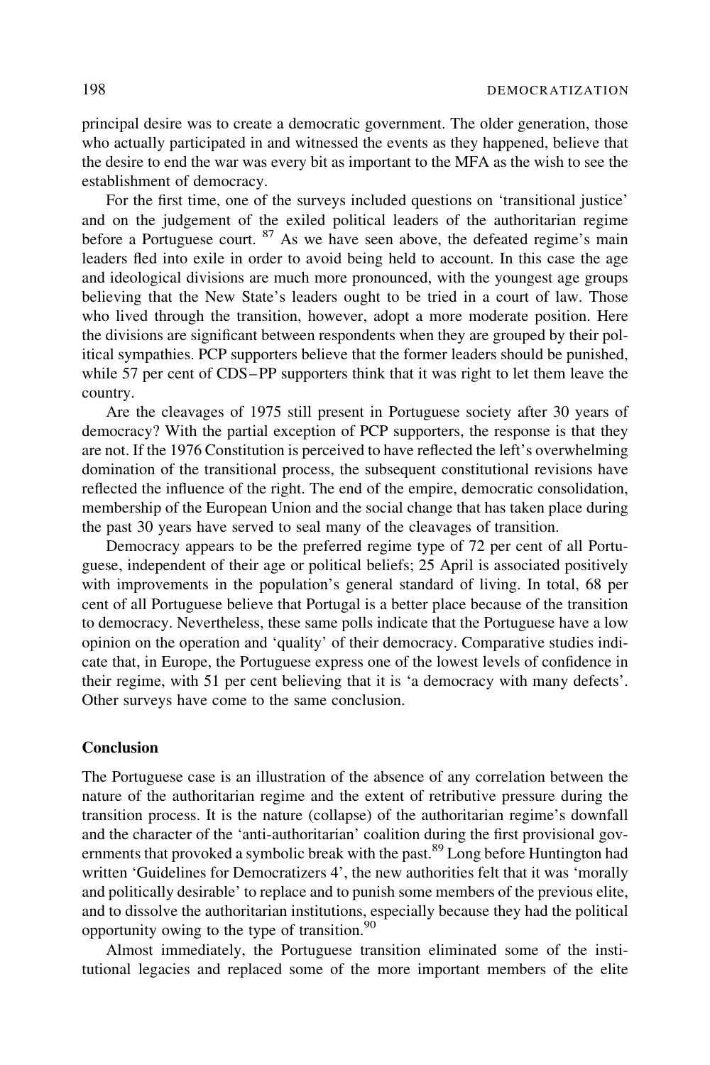principal desire was to create a democratic government. The older generation, those who actually participated in and witnessed the events as they happened, believe that the desire to end the war was every bit as important to the MFA as the wish to see the establishment of democracy.

For the first time, one of the surveys included questions on 'transitional justice' and on the judgement of the exiled political leaders of the authoritarian regime before a Portuguese court. [87] As we have seen above, the defeated regime's main leaders fled into exile in order to avoid being held to account. In this case the age and ideological divisions are much more pronounced, with the youngest age groups believing that the New State's leaders ought to be tried in a court of law. Those who lived through the transition, however, adopt a more moderate position. Here the divisions are significant between respondents when they are grouped by their political sympathies. PCP supporters believe that the former leaders should be punished, while 57 per cent of CDS–PP supporters think that it was right to let them leave the country.

Are the cleavages of 1975 still present in Portuguese society after 30 years of democracy? With the partial exception of PCP supporters, the response is that they are not. If the 1976 Constitution is perceived to have reflected the left's overwhelming domination of the transitional process, the subsequent constitutional revisions have reflected the influence of the right. The end of the empire, democratic consolidation, membership of the European Union and the social change that has taken place during the past 30 years have served to seal many of the cleavages of transition.

Democracy appears to be the preferred regime type of 72 per cent of all Portuguese, independent of their age or political beliefs; 25 April is associated positively with improvements in the population's general standard of living. In total, 68 per cent of all Portuguese believe that Portugal is a better place because of the transition to democracy. Nevertheless, these same polls indicate that the Portuguese have a low opinion on the operation and 'quality' of their democracy. Comparative studies indicate that, in Europe, the Portuguese express one of the lowest levels of confidence in their regime, with 51 per cent believing that it is 'a democracy with many defects'. Other surveys have come to the same conclusion.

## Conclusion

The Portuguese case is an illustration of the absence of any correlation between the nature of the authoritarian regime and the extent of retributive pressure during the transition process. It is the nature (collapse) of the authoritarian regime's downfall and the character of the 'anti-authoritarian' coalition during the first provisional governments that provoked a symbolic break with the past.[89] Long before Huntington had written 'Guidelines for Democratizers 4', the new authorities felt that it was 'morally and politically desirable' to replace and to punish some members of the previous elite, and to dissolve the authoritarian institutions, especially because they had the political opportunity owing to the type of transition.[90]

Almost immediately, the Portuguese transition eliminated some of the institutional legacies and replaced some of the more important members of the elite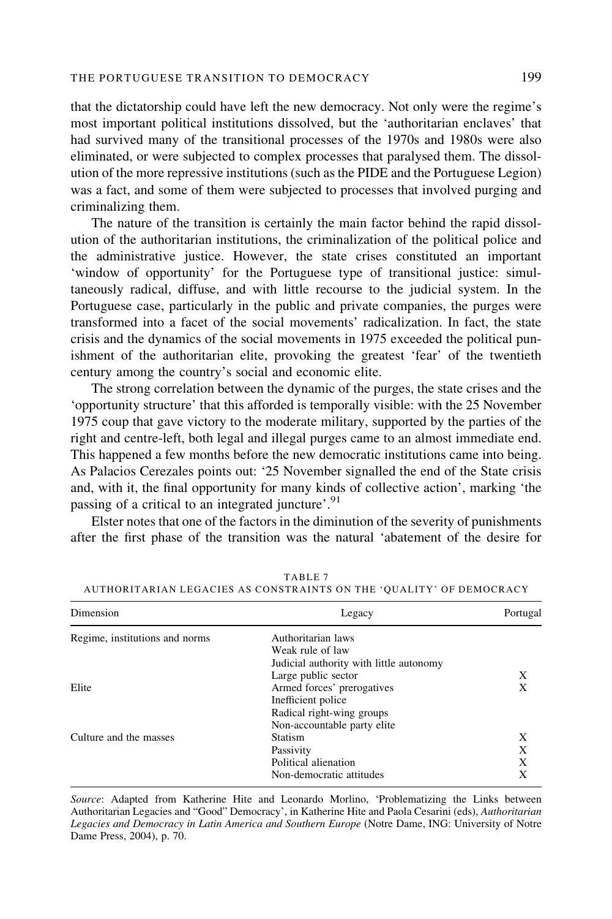that the dictatorship could have left the new democracy. Not only were the regime's most important political institutions dissolved, but the 'authoritarian enclaves' that had survived many of the transitional processes of the 1970s and 1980s were also eliminated, or were subjected to complex processes that paralysed them. The dissolution of the more repressive institutions (such as the PIDE and the Portuguese Legion) was a fact, and some of them were subjected to processes that involved purging and criminalizing them.

The nature of the transition is certainly the main factor behind the rapid dissolution of the authoritarian institutions, the criminalization of the political police and the administrative justice. However, the state crises constituted an important 'window of opportunity' for the Portuguese type of transitional justice: simultaneously radical, diffuse, and with little recourse to the judicial system. In the Portuguese case, particularly in the public and private companies, the purges were transformed into a facet of the social movements' radicalization. In fact, the state crisis and the dynamics of the social movements in 1975 exceeded the political punishment of the authoritarian elite, provoking the greatest 'fear' of the twentieth century among the country's social and economic elite.

The strong correlation between the dynamic of the purges, the state crises and the 'opportunity structure' that this afforded is temporally visible: with the 25 November 1975 coup that gave victory to the moderate military, supported by the parties of the right and centre-left, both legal and illegal purges came to an almost immediate end. This happened a few months before the new democratic institutions came into being. As Palacios Cerezales points out: '25 November signalled the end of the State crisis and, with it, the final opportunity for many kinds of collective action', marking 'the passing of a critical to an integrated juncture'.[91]

Elster notes that one of the factors in the diminution of the severity of punishments after the first phase of the transition was the natural 'abatement of the desire for

TABLE 7
AUTHORITARIAN LEGACIES AS CONSTRAINTS ON THE 'QUALITY' OF DEMOCRACY

| Dimension | Legacy | Portugal |
|---|---|---|
| Regime, institutions and norms | Authoritarian laws | |
| | Weak rule of law | |
| | Judicial authority with little autonomy | |
| | Large public sector | X |
| Elite | Armed forces' prerogatives | X |
| | Inefficient police | |
| | Radical right-wing groups | |
| | Non-accountable party elite | |
| Culture and the masses | Statism | X |
| | Passivity | X |
| | Political alienation | X |
| | Non-democratic attitudes | X |

*Source*: Adapted from Katherine Hite and Leonardo Morlino, 'Problematizing the Links between Authoritarian Legacies and "Good" Democracy', in Katherine Hite and Paola Cesarini (eds), *Authoritarian Legacies and Democracy in Latin America and Southern Europe* (Notre Dame, ING: University of Notre Dame Press, 2004), p. 70.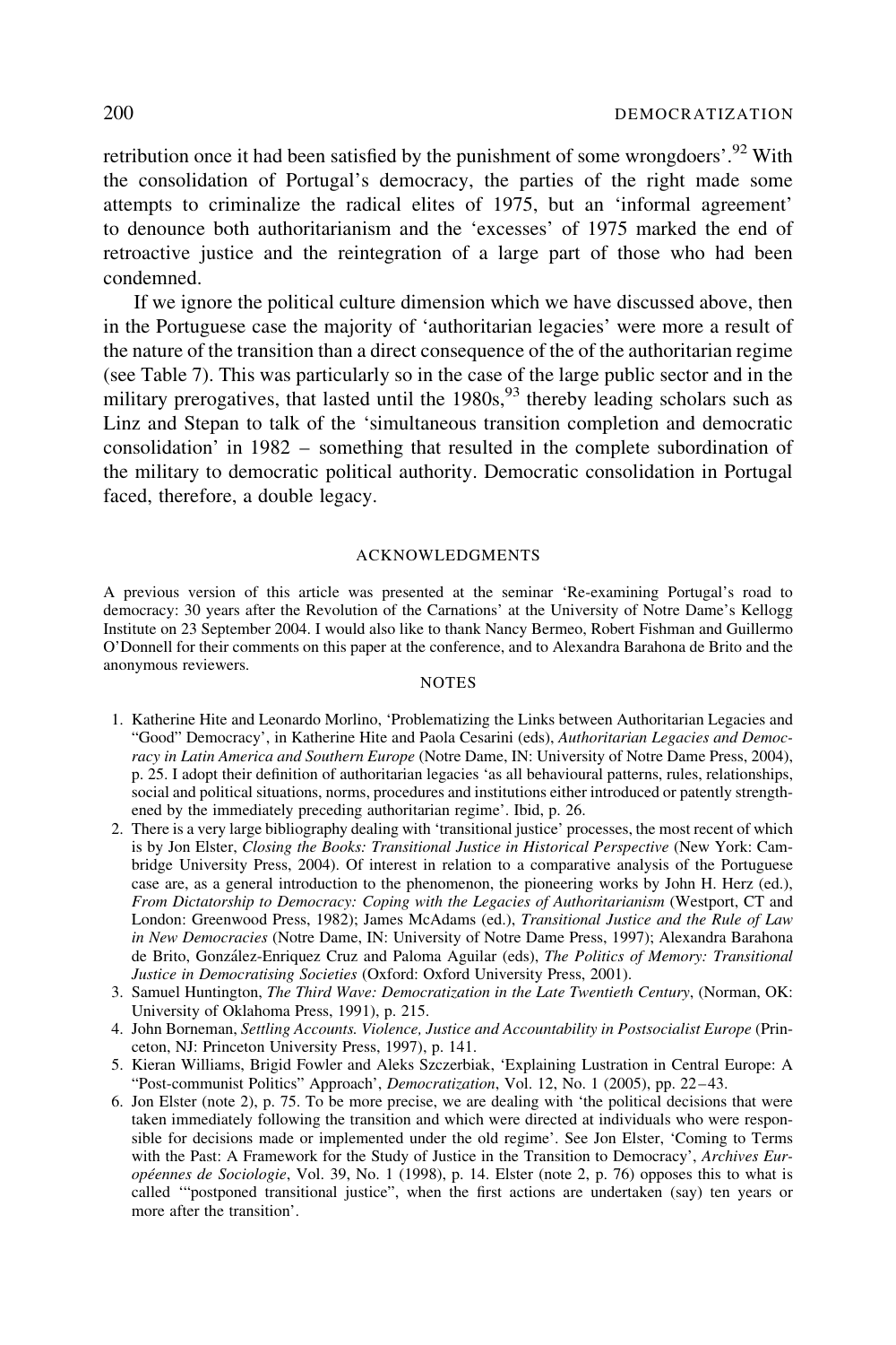retribution once it had been satisfied by the punishment of some wrongdoers'.[92] With the consolidation of Portugal's democracy, the parties of the right made some attempts to criminalize the radical elites of 1975, but an 'informal agreement' to denounce both authoritarianism and the 'excesses' of 1975 marked the end of retroactive justice and the reintegration of a large part of those who had been condemned.

If we ignore the political culture dimension which we have discussed above, then in the Portuguese case the majority of 'authoritarian legacies' were more a result of the nature of the transition than a direct consequence of the of the authoritarian regime (see Table 7). This was particularly so in the case of the large public sector and in the military prerogatives, that lasted until the 1980s,[93] thereby leading scholars such as Linz and Stepan to talk of the 'simultaneous transition completion and democratic consolidation' in 1982 – something that resulted in the complete subordination of the military to democratic political authority. Democratic consolidation in Portugal faced, therefore, a double legacy.

## ACKNOWLEDGMENTS

A previous version of this article was presented at the seminar 'Re-examining Portugal's road to democracy: 30 years after the Revolution of the Carnations' at the University of Notre Dame's Kellogg Institute on 23 September 2004. I would also like to thank Nancy Bermeo, Robert Fishman and Guillermo O'Donnell for their comments on this paper at the conference, and to Alexandra Barahona de Brito and the anonymous reviewers.

## NOTES

1. Katherine Hite and Leonardo Morlino, 'Problematizing the Links between Authoritarian Legacies and "Good" Democracy', in Katherine Hite and Paola Cesarini (eds), *Authoritarian Legacies and Democracy in Latin America and Southern Europe* (Notre Dame, IN: University of Notre Dame Press, 2004), p. 25. I adopt their definition of authoritarian legacies 'as all behavioural patterns, rules, relationships, social and political situations, norms, procedures and institutions either introduced or patently strengthened by the immediately preceding authoritarian regime'. Ibid, p. 26.
2. There is a very large bibliography dealing with 'transitional justice' processes, the most recent of which is by Jon Elster, *Closing the Books: Transitional Justice in Historical Perspective* (New York: Cambridge University Press, 2004). Of interest in relation to a comparative analysis of the Portuguese case are, as a general introduction to the phenomenon, the pioneering works by John H. Herz (ed.), *From Dictatorship to Democracy: Coping with the Legacies of Authoritarianism* (Westport, CT and London: Greenwood Press, 1982); James McAdams (ed.), *Transitional Justice and the Rule of Law in New Democracies* (Notre Dame, IN: University of Notre Dame Press, 1997); Alexandra Barahona de Brito, González-Enriquez Cruz and Paloma Aguilar (eds), *The Politics of Memory: Transitional Justice in Democratising Societies* (Oxford: Oxford University Press, 2001).
3. Samuel Huntington, *The Third Wave: Democratization in the Late Twentieth Century*, (Norman, OK: University of Oklahoma Press, 1991), p. 215.
4. John Borneman, *Settling Accounts. Violence, Justice and Accountability in Postsocialist Europe* (Princeton, NJ: Princeton University Press, 1997), p. 141.
5. Kieran Williams, Brigid Fowler and Aleks Szczerbiak, 'Explaining Lustration in Central Europe: A "Post-communist Politics" Approach', *Democratization*, Vol. 12, No. 1 (2005), pp. 22–43.
6. Jon Elster (note 2), p. 75. To be more precise, we are dealing with 'the political decisions that were taken immediately following the transition and which were directed at individuals who were responsible for decisions made or implemented under the old regime'. See Jon Elster, 'Coming to Terms with the Past: A Framework for the Study of Justice in the Transition to Democracy', *Archives Européennes de Sociologie*, Vol. 39, No. 1 (1998), p. 14. Elster (note 2, p. 76) opposes this to what is called '"postponed transitional justice", when the first actions are undertaken (say) ten years or more after the transition'.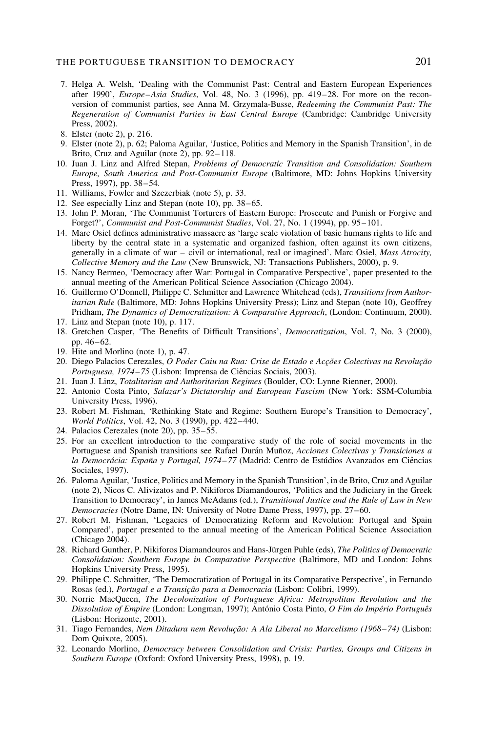7. Helga A. Welsh, 'Dealing with the Communist Past: Central and Eastern European Experiences after 1990', *Europe–Asia Studies*, Vol. 48, No. 3 (1996), pp. 419–28. For more on the reconversion of communist parties, see Anna M. Grzymala-Busse, *Redeeming the Communist Past: The Regeneration of Communist Parties in East Central Europe* (Cambridge: Cambridge University Press, 2002).
8. Elster (note 2), p. 216.
9. Elster (note 2), p. 62; Paloma Aguilar, 'Justice, Politics and Memory in the Spanish Transition', in de Brito, Cruz and Aguilar (note 2), pp. 92–118.
10. Juan J. Linz and Alfred Stepan, *Problems of Democratic Transition and Consolidation: Southern Europe, South America and Post-Communist Europe* (Baltimore, MD: Johns Hopkins University Press, 1997), pp. 38–54.
11. Williams, Fowler and Szczerbiak (note 5), p. 33.
12. See especially Linz and Stepan (note 10), pp. 38–65.
13. John P. Moran, 'The Communist Torturers of Eastern Europe: Prosecute and Punish or Forgive and Forget?', *Communist and Post-Communist Studies*, Vol. 27, No. 1 (1994), pp. 95–101.
14. Marc Osiel defines administrative massacre as 'large scale violation of basic humans rights to life and liberty by the central state in a systematic and organized fashion, often against its own citizens, generally in a climate of war – civil or international, real or imagined'. Marc Osiel, *Mass Atrocity, Collective Memory and the Law* (New Brunswick, NJ: Transactions Publishers, 2000), p. 9.
15. Nancy Bermeo, 'Democracy after War: Portugal in Comparative Perspective', paper presented to the annual meeting of the American Political Science Association (Chicago 2004).
16. Guillermo O'Donnell, Philippe C. Schmitter and Lawrence Whitehead (eds), *Transitions from Authoritarian Rule* (Baltimore, MD: Johns Hopkins University Press); Linz and Stepan (note 10), Geoffrey Pridham, *The Dynamics of Democratization: A Comparative Approach*, (London: Continuum, 2000).
17. Linz and Stepan (note 10), p. 117.
18. Gretchen Casper, 'The Benefits of Difficult Transitions', *Democratization*, Vol. 7, No. 3 (2000), pp. 46–62.
19. Hite and Morlino (note 1), p. 47.
20. Diego Palacios Cerezales, *O Poder Caiu na Rua: Crise de Estado e Acções Colectivas na Revolução Portuguesa, 1974–75* (Lisbon: Imprensa de Ciências Sociais, 2003).
21. Juan J. Linz, *Totalitarian and Authoritarian Regimes* (Boulder, CO: Lynne Rienner, 2000).
22. Antonio Costa Pinto, *Salazar's Dictatorship and European Fascism* (New York: SSM-Columbia University Press, 1996).
23. Robert M. Fishman, 'Rethinking State and Regime: Southern Europe's Transition to Democracy', *World Politics*, Vol. 42, No. 3 (1990), pp. 422–440.
24. Palacios Cerezales (note 20), pp. 35–55.
25. For an excellent introduction to the comparative study of the role of social movements in the Portuguese and Spanish transitions see Rafael Durán Muñoz, *Acciones Colectivas y Transiciones a la Democrácia: España y Portugal, 1974–77* (Madrid: Centro de Estúdios Avanzados em Ciências Sociales, 1997).
26. Paloma Aguilar, 'Justice, Politics and Memory in the Spanish Transition', in de Brito, Cruz and Aguilar (note 2), Nicos C. Alivizatos and P. Nikiforos Diamandouros, 'Politics and the Judiciary in the Greek Transition to Democracy', in James McAdams (ed.), *Transitional Justice and the Rule of Law in New Democracies* (Notre Dame, IN: University of Notre Dame Press, 1997), pp. 27–60.
27. Robert M. Fishman, 'Legacies of Democratizing Reform and Revolution: Portugal and Spain Compared', paper presented to the annual meeting of the American Political Science Association (Chicago 2004).
28. Richard Gunther, P. Nikiforos Diamandouros and Hans-Jürgen Puhle (eds), *The Politics of Democratic Consolidation: Southern Europe in Comparative Perspective* (Baltimore, MD and London: Johns Hopkins University Press, 1995).
29. Philippe C. Schmitter, 'The Democratization of Portugal in its Comparative Perspective', in Fernando Rosas (ed.), *Portugal e a Transição para a Democracia* (Lisbon: Colibri, 1999).
30. Norrie MacQueen, *The Decolonization of Portuguese Africa: Metropolitan Revolution and the Dissolution of Empire* (London: Longman, 1997); António Costa Pinto, *O Fim do Império Português* (Lisbon: Horizonte, 2001).
31. Tiago Fernandes, *Nem Ditadura nem Revolução: A Ala Liberal no Marcelismo (1968–74)* (Lisbon: Dom Quixote, 2005).
32. Leonardo Morlino, *Democracy between Consolidation and Crisis: Parties, Groups and Citizens in Southern Europe* (Oxford: Oxford University Press, 1998), p. 19.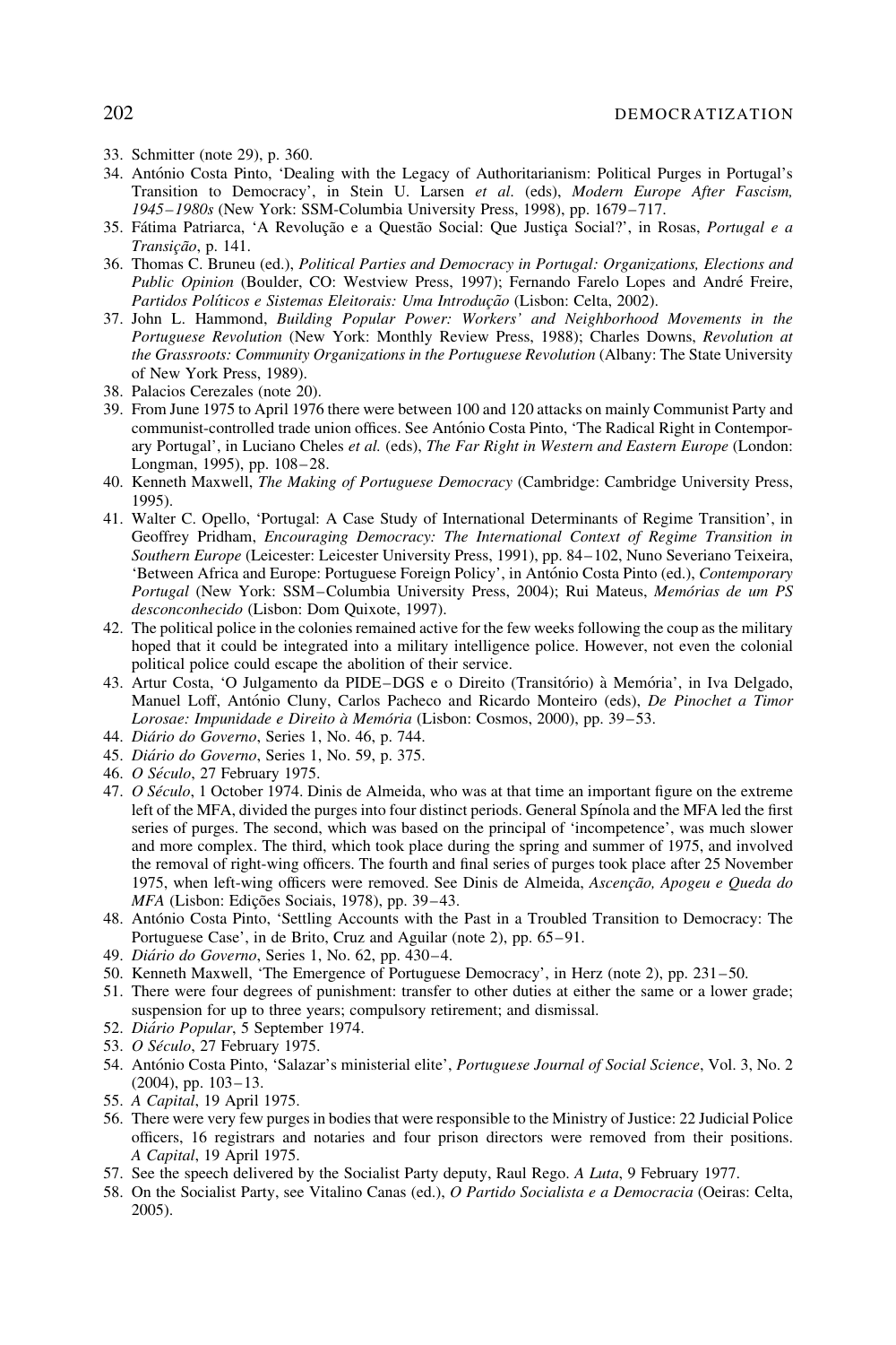33. Schmitter (note 29), p. 360.
34. António Costa Pinto, 'Dealing with the Legacy of Authoritarianism: Political Purges in Portugal's Transition to Democracy', in Stein U. Larsen *et al.* (eds), *Modern Europe After Fascism, 1945–1980s* (New York: SSM-Columbia University Press, 1998), pp. 1679–717.
35. Fátima Patriarca, 'A Revolução e a Questão Social: Que Justiça Social?', in Rosas, *Portugal e a Transição*, p. 141.
36. Thomas C. Bruneu (ed.), *Political Parties and Democracy in Portugal: Organizations, Elections and Public Opinion* (Boulder, CO: Westview Press, 1997); Fernando Farelo Lopes and André Freire, *Partidos Políticos e Sistemas Eleitorais: Uma Introdução* (Lisbon: Celta, 2002).
37. John L. Hammond, *Building Popular Power: Workers' and Neighborhood Movements in the Portuguese Revolution* (New York: Monthly Review Press, 1988); Charles Downs, *Revolution at the Grassroots: Community Organizations in the Portuguese Revolution* (Albany: The State University of New York Press, 1989).
38. Palacios Cerezales (note 20).
39. From June 1975 to April 1976 there were between 100 and 120 attacks on mainly Communist Party and communist-controlled trade union offices. See António Costa Pinto, 'The Radical Right in Contemporary Portugal', in Luciano Cheles *et al.* (eds), *The Far Right in Western and Eastern Europe* (London: Longman, 1995), pp. 108–28.
40. Kenneth Maxwell, *The Making of Portuguese Democracy* (Cambridge: Cambridge University Press, 1995).
41. Walter C. Opello, 'Portugal: A Case Study of International Determinants of Regime Transition', in Geoffrey Pridham, *Encouraging Democracy: The International Context of Regime Transition in Southern Europe* (Leicester: Leicester University Press, 1991), pp. 84–102, Nuno Severiano Teixeira, 'Between Africa and Europe: Portuguese Foreign Policy', in António Costa Pinto (ed.), *Contemporary Portugal* (New York: SSM–Columbia University Press, 2004); Rui Mateus, *Memórias de um PS desconconhecido* (Lisbon: Dom Quixote, 1997).
42. The political police in the colonies remained active for the few weeks following the coup as the military hoped that it could be integrated into a military intelligence police. However, not even the colonial political police could escape the abolition of their service.
43. Artur Costa, 'O Julgamento da PIDE–DGS e o Direito (Transitório) à Memória', in Iva Delgado, Manuel Loff, António Cluny, Carlos Pacheco and Ricardo Monteiro (eds), *De Pinochet a Timor Lorosae: Impunidade e Direito à Memória* (Lisbon: Cosmos, 2000), pp. 39–53.
44. *Diário do Governo*, Series 1, No. 46, p. 744.
45. *Diário do Governo*, Series 1, No. 59, p. 375.
46. *O Século*, 27 February 1975.
47. *O Século*, 1 October 1974. Dinis de Almeida, who was at that time an important figure on the extreme left of the MFA, divided the purges into four distinct periods. General Spínola and the MFA led the first series of purges. The second, which was based on the principal of 'incompetence', was much slower and more complex. The third, which took place during the spring and summer of 1975, and involved the removal of right-wing officers. The fourth and final series of purges took place after 25 November 1975, when left-wing officers were removed. See Dinis de Almeida, *Ascenção, Apogeu e Queda do MFA* (Lisbon: Edições Sociais, 1978), pp. 39–43.
48. António Costa Pinto, 'Settling Accounts with the Past in a Troubled Transition to Democracy: The Portuguese Case', in de Brito, Cruz and Aguilar (note 2), pp. 65–91.
49. *Diário do Governo*, Series 1, No. 62, pp. 430–4.
50. Kenneth Maxwell, 'The Emergence of Portuguese Democracy', in Herz (note 2), pp. 231–50.
51. There were four degrees of punishment: transfer to other duties at either the same or a lower grade; suspension for up to three years; compulsory retirement; and dismissal.
52. *Diário Popular*, 5 September 1974.
53. *O Século*, 27 February 1975.
54. António Costa Pinto, 'Salazar's ministerial elite', *Portuguese Journal of Social Science*, Vol. 3, No. 2 (2004), pp. 103–13.
55. *A Capital*, 19 April 1975.
56. There were very few purges in bodies that were responsible to the Ministry of Justice: 22 Judicial Police officers, 16 registrars and notaries and four prison directors were removed from their positions. *A Capital*, 19 April 1975.
57. See the speech delivered by the Socialist Party deputy, Raul Rego. *A Luta*, 9 February 1977.
58. On the Socialist Party, see Vitalino Canas (ed.), *O Partido Socialista e a Democracia* (Oeiras: Celta, 2005).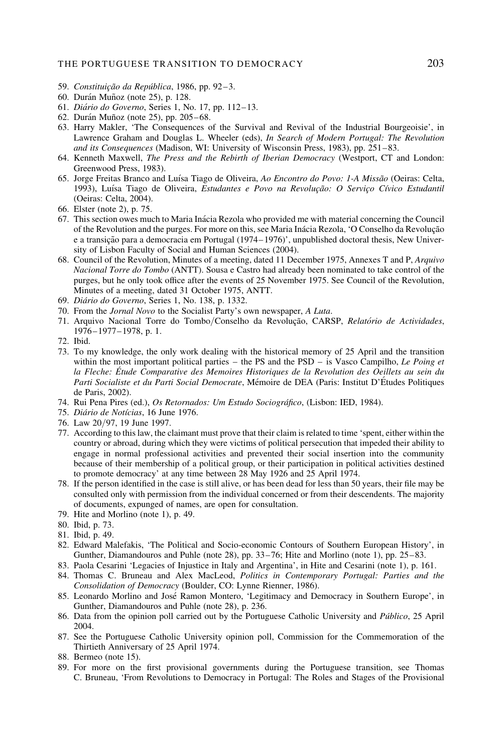59. *Constituição da República*, 1986, pp. 92–3.
60. Durán Muñoz (note 25), p. 128.
61. *Diário do Governo*, Series 1, No. 17, pp. 112–13.
62. Durán Muñoz (note 25), pp. 205–68.
63. Harry Makler, 'The Consequences of the Survival and Revival of the Industrial Bourgeoisie', in Lawrence Graham and Douglas L. Wheeler (eds), *In Search of Modern Portugal: The Revolution and its Consequences* (Madison, WI: University of Wisconsin Press, 1983), pp. 251–83.
64. Kenneth Maxwell, *The Press and the Rebirth of Iberian Democracy* (Westport, CT and London: Greenwood Press, 1983).
65. Jorge Freitas Branco and Luísa Tiago de Oliveira, *Ao Encontro do Povo: 1-A Missão* (Oeiras: Celta, 1993), Luísa Tiago de Oliveira, *Estudantes e Povo na Revolução: O Serviço Cívico Estudantil* (Oeiras: Celta, 2004).
66. Elster (note 2), p. 75.
67. This section owes much to Maria Inácia Rezola who provided me with material concerning the Council of the Revolution and the purges. For more on this, see Maria Inácia Rezola, 'O Conselho da Revolução e a transição para a democracia em Portugal (1974–1976)', unpublished doctoral thesis, New University of Lisbon Faculty of Social and Human Sciences (2004).
68. Council of the Revolution, Minutes of a meeting, dated 11 December 1975, Annexes T and P, *Arquivo Nacional Torre do Tombo* (ANTT). Sousa e Castro had already been nominated to take control of the purges, but he only took office after the events of 25 November 1975. See Council of the Revolution, Minutes of a meeting, dated 31 October 1975, ANTT.
69. *Diário do Governo*, Series 1, No. 138, p. 1332.
70. From the *Jornal Novo* to the Socialist Party's own newspaper, *A Luta*.
71. Arquivo Nacional Torre do Tombo/Conselho da Revolução, CARSP, *Relatório de Actividades*, 1976–1977–1978, p. 1.
72. Ibid.
73. To my knowledge, the only work dealing with the historical memory of 25 April and the transition within the most important political parties – the PS and the PSD – is Vasco Campilho, *Le Poing et la Fleche: Étude Comparative des Memoires Historiques de la Revolution des Oeillets au sein du Parti Socialiste et du Parti Social Democrate*, Mémoire de DEA (Paris: Institut D'Études Politiques de Paris, 2002).
74. Rui Pena Pires (ed.), *Os Retornados: Um Estudo Sociográfico*, (Lisbon: IED, 1984).
75. *Diário de Notícias*, 16 June 1976.
76. Law 20/97, 19 June 1997.
77. According to this law, the claimant must prove that their claim is related to time 'spent, either within the country or abroad, during which they were victims of political persecution that impeded their ability to engage in normal professional activities and prevented their social insertion into the community because of their membership of a political group, or their participation in political activities destined to promote democracy' at any time between 28 May 1926 and 25 April 1974.
78. If the person identified in the case is still alive, or has been dead for less than 50 years, their file may be consulted only with permission from the individual concerned or from their descendents. The majority of documents, expunged of names, are open for consultation.
79. Hite and Morlino (note 1), p. 49.
80. Ibid, p. 73.
81. Ibid, p. 49.
82. Edward Malefakis, 'The Political and Socio-economic Contours of Southern European History', in Gunther, Diamandouros and Puhle (note 28), pp. 33–76; Hite and Morlino (note 1), pp. 25–83.
83. Paola Cesarini 'Legacies of Injustice in Italy and Argentina', in Hite and Cesarini (note 1), p. 161.
84. Thomas C. Bruneau and Alex MacLeod, *Politics in Contemporary Portugal: Parties and the Consolidation of Democracy* (Boulder, CO: Lynne Rienner, 1986).
85. Leonardo Morlino and José Ramon Montero, 'Legitimacy and Democracy in Southern Europe', in Gunther, Diamandouros and Puhle (note 28), p. 236.
86. Data from the opinion poll carried out by the Portuguese Catholic University and *Público*, 25 April 2004.
87. See the Portuguese Catholic University opinion poll, Commission for the Commemoration of the Thirtieth Anniversary of 25 April 1974.
88. Bermeo (note 15).
89. For more on the first provisional governments during the Portuguese transition, see Thomas C. Bruneau, 'From Revolutions to Democracy in Portugal: The Roles and Stages of the Provisional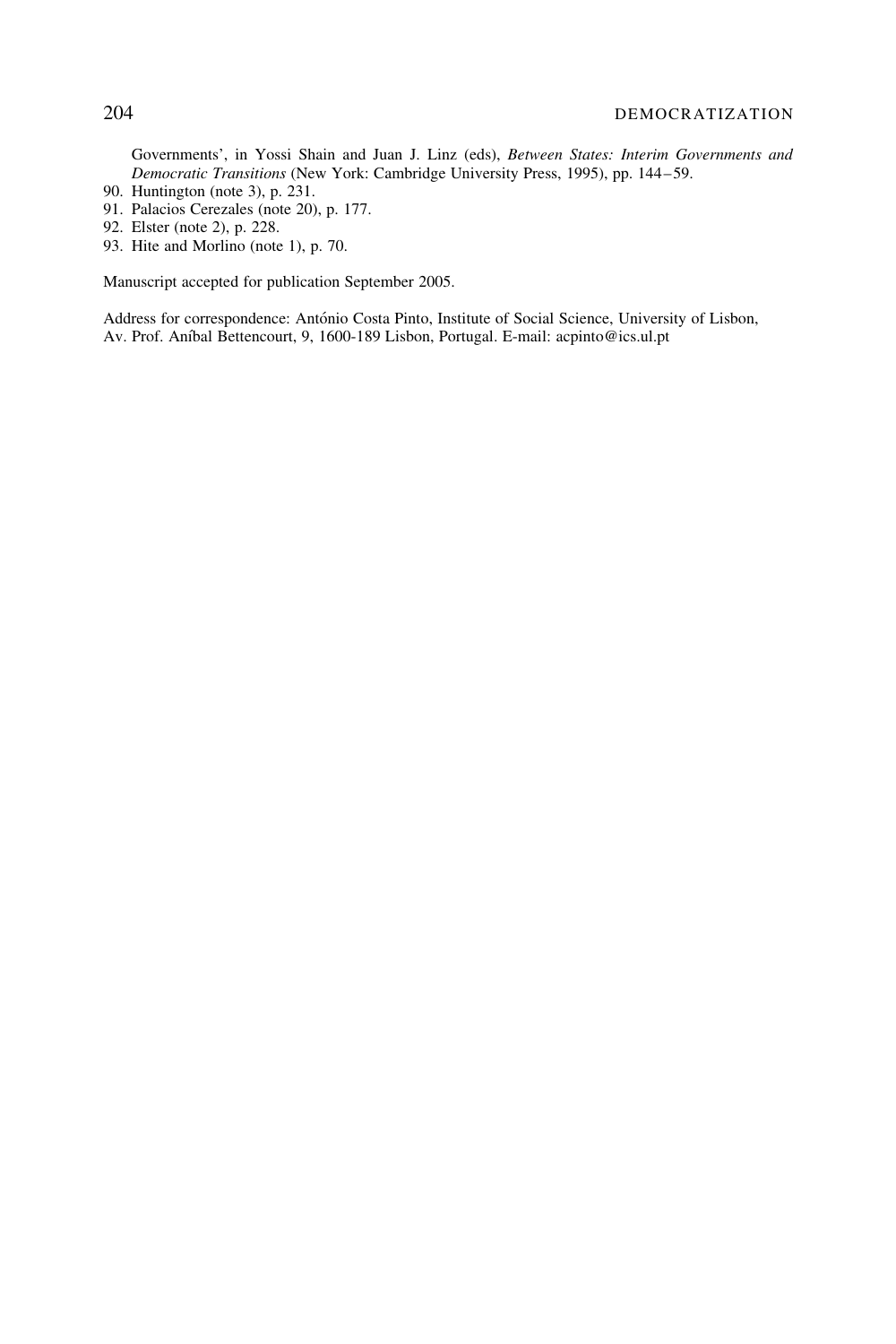Governments', in Yossi Shain and Juan J. Linz (eds), *Between States: Interim Governments and Democratic Transitions* (New York: Cambridge University Press, 1995), pp. 144–59.

90. Huntington (note 3), p. 231.
91. Palacios Cerezales (note 20), p. 177.
92. Elster (note 2), p. 228.
93. Hite and Morlino (note 1), p. 70.

Manuscript accepted for publication September 2005.

Address for correspondence: António Costa Pinto, Institute of Social Science, University of Lisbon, Av. Prof. Aníbal Bettencourt, 9, 1600-189 Lisbon, Portugal. E-mail: acpinto@ics.ul.pt